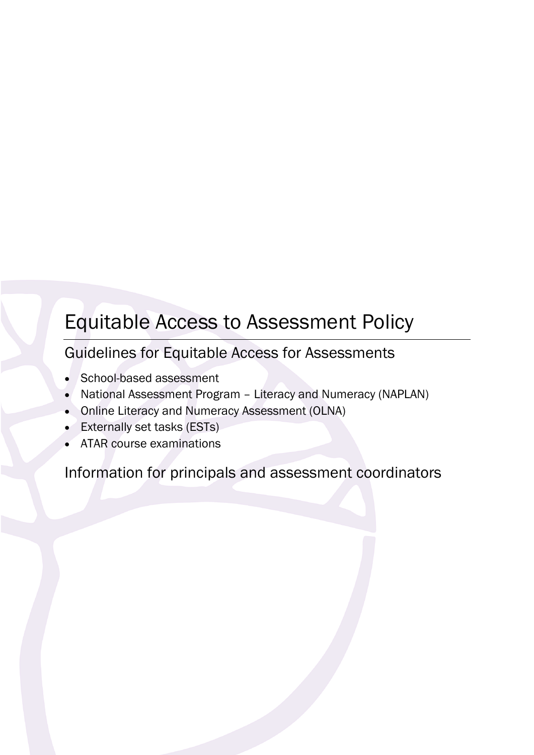# Equitable Access to Assessment Policy

## Guidelines for Equitable Access for Assessments

- School-based assessment
- National Assessment Program – Literacy and Numeracy (NAPLAN)
- Online Literacy and Numeracy Assessment (OLNA)
- Externally set tasks (ESTs)
- ATAR course examinations

## Information for principals and assessment coordinators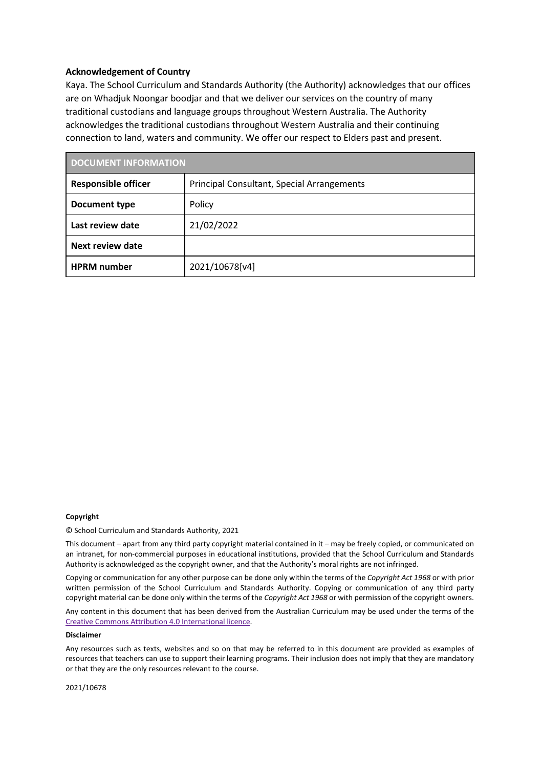**Acknowledgement of Country**

Kaya. The School Curriculum and Standards Authority (the Authority) acknowledges that our offices are on Whadjuk Noongar boodjar and that we deliver our services on the country of many traditional custodians and language groups throughout Western Australia. The Authority acknowledges the traditional custodians throughout Western Australia and their continuing connection to land, waters and community. We offer our respect to Elders past and present.

| DOCUMENT INFORMATION | |
|---|---|
| **Responsible officer** | Principal Consultant, Special Arrangements |
| **Document type** | Policy |
| **Last review date** | 21/02/2022 |
| **Next review date** | |
| **HPRM number** | 2021/10678[v4] |

**Copyright**

© School Curriculum and Standards Authority, 2021

This document – apart from any third party copyright material contained in it – may be freely copied, or communicated on an intranet, for non-commercial purposes in educational institutions, provided that the School Curriculum and Standards Authority is acknowledged as the copyright owner, and that the Authority's moral rights are not infringed.

Copying or communication for any other purpose can be done only within the terms of the *Copyright Act 1968* or with prior written permission of the School Curriculum and Standards Authority. Copying or communication of any third party copyright material can be done only within the terms of the *Copyright Act 1968* or with permission of the copyright owners.

Any content in this document that has been derived from the Australian Curriculum may be used under the terms of the Creative Commons Attribution 4.0 International licence.

**Disclaimer**

Any resources such as texts, websites and so on that may be referred to in this document are provided as examples of resources that teachers can use to support their learning programs. Their inclusion does not imply that they are mandatory or that they are the only resources relevant to the course.

2021/10678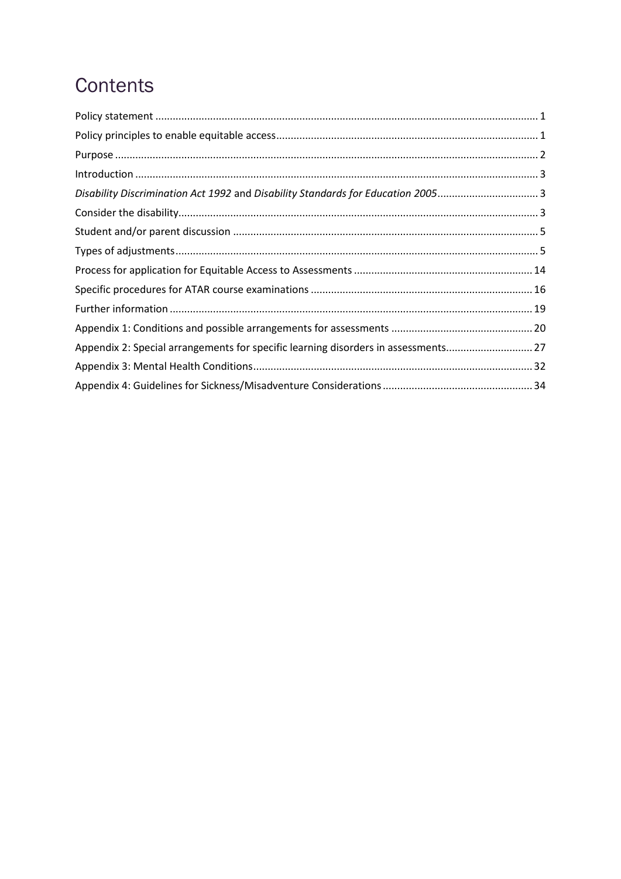# Contents

Policy statement ... 1
Policy principles to enable equitable access ... 1
Purpose ... 2
Introduction ... 3
*Disability Discrimination Act 1992* and *Disability Standards for Education 2005* ... 3
Consider the disability ... 3
Student and/or parent discussion ... 5
Types of adjustments ... 5
Process for application for Equitable Access to Assessments ... 14
Specific procedures for ATAR course examinations ... 16
Further information ... 19
Appendix 1: Conditions and possible arrangements for assessments ... 20
Appendix 2: Special arrangements for specific learning disorders in assessments ... 27
Appendix 3: Mental Health Conditions ... 32
Appendix 4: Guidelines for Sickness/Misadventure Considerations ... 34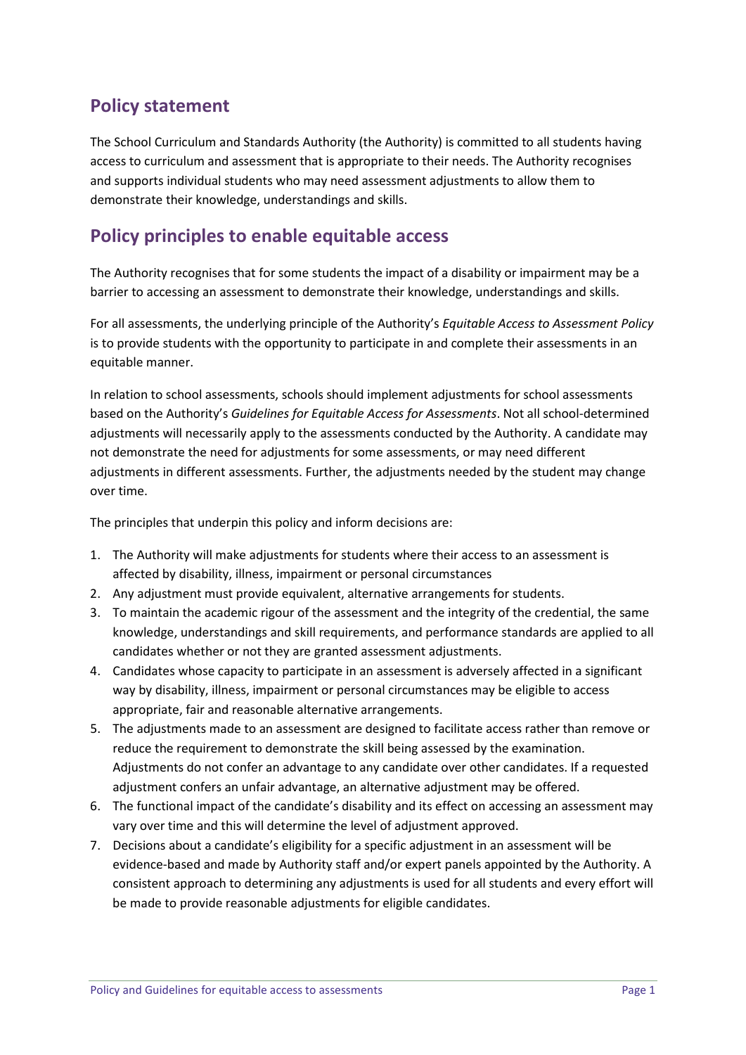## Policy statement

The School Curriculum and Standards Authority (the Authority) is committed to all students having access to curriculum and assessment that is appropriate to their needs. The Authority recognises and supports individual students who may need assessment adjustments to allow them to demonstrate their knowledge, understandings and skills.

## Policy principles to enable equitable access

The Authority recognises that for some students the impact of a disability or impairment may be a barrier to accessing an assessment to demonstrate their knowledge, understandings and skills.

For all assessments, the underlying principle of the Authority's *Equitable Access to Assessment Policy* is to provide students with the opportunity to participate in and complete their assessments in an equitable manner.

In relation to school assessments, schools should implement adjustments for school assessments based on the Authority's *Guidelines for Equitable Access for Assessments*. Not all school-determined adjustments will necessarily apply to the assessments conducted by the Authority. A candidate may not demonstrate the need for adjustments for some assessments, or may need different adjustments in different assessments. Further, the adjustments needed by the student may change over time.

The principles that underpin this policy and inform decisions are:

1. The Authority will make adjustments for students where their access to an assessment is affected by disability, illness, impairment or personal circumstances
2. Any adjustment must provide equivalent, alternative arrangements for students.
3. To maintain the academic rigour of the assessment and the integrity of the credential, the same knowledge, understandings and skill requirements, and performance standards are applied to all candidates whether or not they are granted assessment adjustments.
4. Candidates whose capacity to participate in an assessment is adversely affected in a significant way by disability, illness, impairment or personal circumstances may be eligible to access appropriate, fair and reasonable alternative arrangements.
5. The adjustments made to an assessment are designed to facilitate access rather than remove or reduce the requirement to demonstrate the skill being assessed by the examination. Adjustments do not confer an advantage to any candidate over other candidates. If a requested adjustment confers an unfair advantage, an alternative adjustment may be offered.
6. The functional impact of the candidate's disability and its effect on accessing an assessment may vary over time and this will determine the level of adjustment approved.
7. Decisions about a candidate's eligibility for a specific adjustment in an assessment will be evidence-based and made by Authority staff and/or expert panels appointed by the Authority. A consistent approach to determining any adjustments is used for all students and every effort will be made to provide reasonable adjustments for eligible candidates.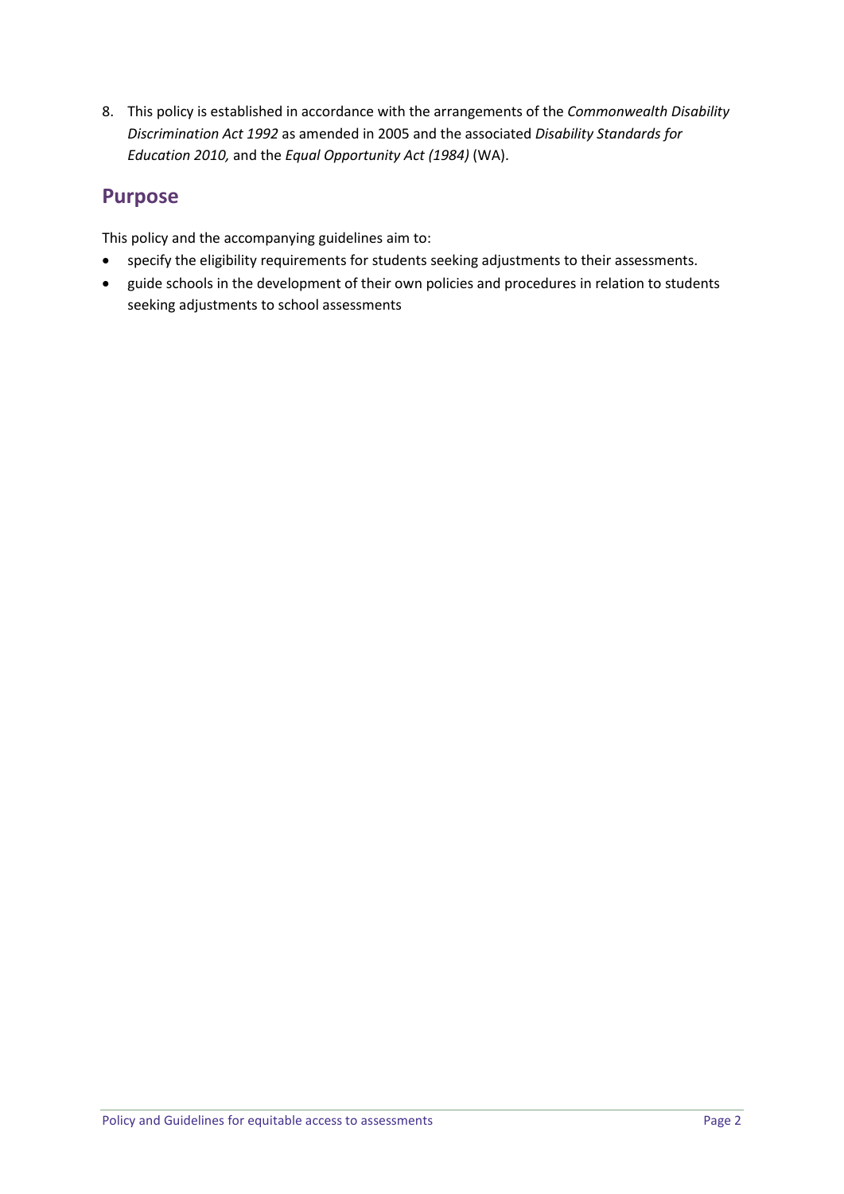8. This policy is established in accordance with the arrangements of the *Commonwealth Disability Discrimination Act 1992* as amended in 2005 and the associated *Disability Standards for Education 2010,* and the *Equal Opportunity Act (1984)* (WA).

## Purpose

This policy and the accompanying guidelines aim to:

- specify the eligibility requirements for students seeking adjustments to their assessments.
- guide schools in the development of their own policies and procedures in relation to students seeking adjustments to school assessments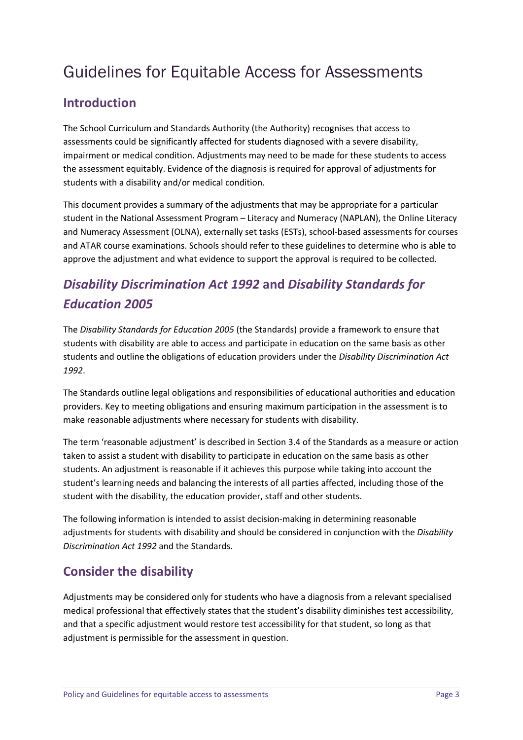# Guidelines for Equitable Access for Assessments

## Introduction

The School Curriculum and Standards Authority (the Authority) recognises that access to assessments could be significantly affected for students diagnosed with a severe disability, impairment or medical condition. Adjustments may need to be made for these students to access the assessment equitably. Evidence of the diagnosis is required for approval of adjustments for students with a disability and/or medical condition.

This document provides a summary of the adjustments that may be appropriate for a particular student in the National Assessment Program – Literacy and Numeracy (NAPLAN), the Online Literacy and Numeracy Assessment (OLNA), externally set tasks (ESTs), school-based assessments for courses and ATAR course examinations. Schools should refer to these guidelines to determine who is able to approve the adjustment and what evidence to support the approval is required to be collected.

## *Disability Discrimination Act 1992* and *Disability Standards for Education 2005*

The *Disability Standards for Education 2005* (the Standards) provide a framework to ensure that students with disability are able to access and participate in education on the same basis as other students and outline the obligations of education providers under the *Disability Discrimination Act 1992*.

The Standards outline legal obligations and responsibilities of educational authorities and education providers. Key to meeting obligations and ensuring maximum participation in the assessment is to make reasonable adjustments where necessary for students with disability.

The term 'reasonable adjustment' is described in Section 3.4 of the Standards as a measure or action taken to assist a student with disability to participate in education on the same basis as other students. An adjustment is reasonable if it achieves this purpose while taking into account the student's learning needs and balancing the interests of all parties affected, including those of the student with the disability, the education provider, staff and other students.

The following information is intended to assist decision-making in determining reasonable adjustments for students with disability and should be considered in conjunction with the *Disability Discrimination Act 1992* and the Standards.

## Consider the disability

Adjustments may be considered only for students who have a diagnosis from a relevant specialised medical professional that effectively states that the student's disability diminishes test accessibility, and that a specific adjustment would restore test accessibility for that student, so long as that adjustment is permissible for the assessment in question.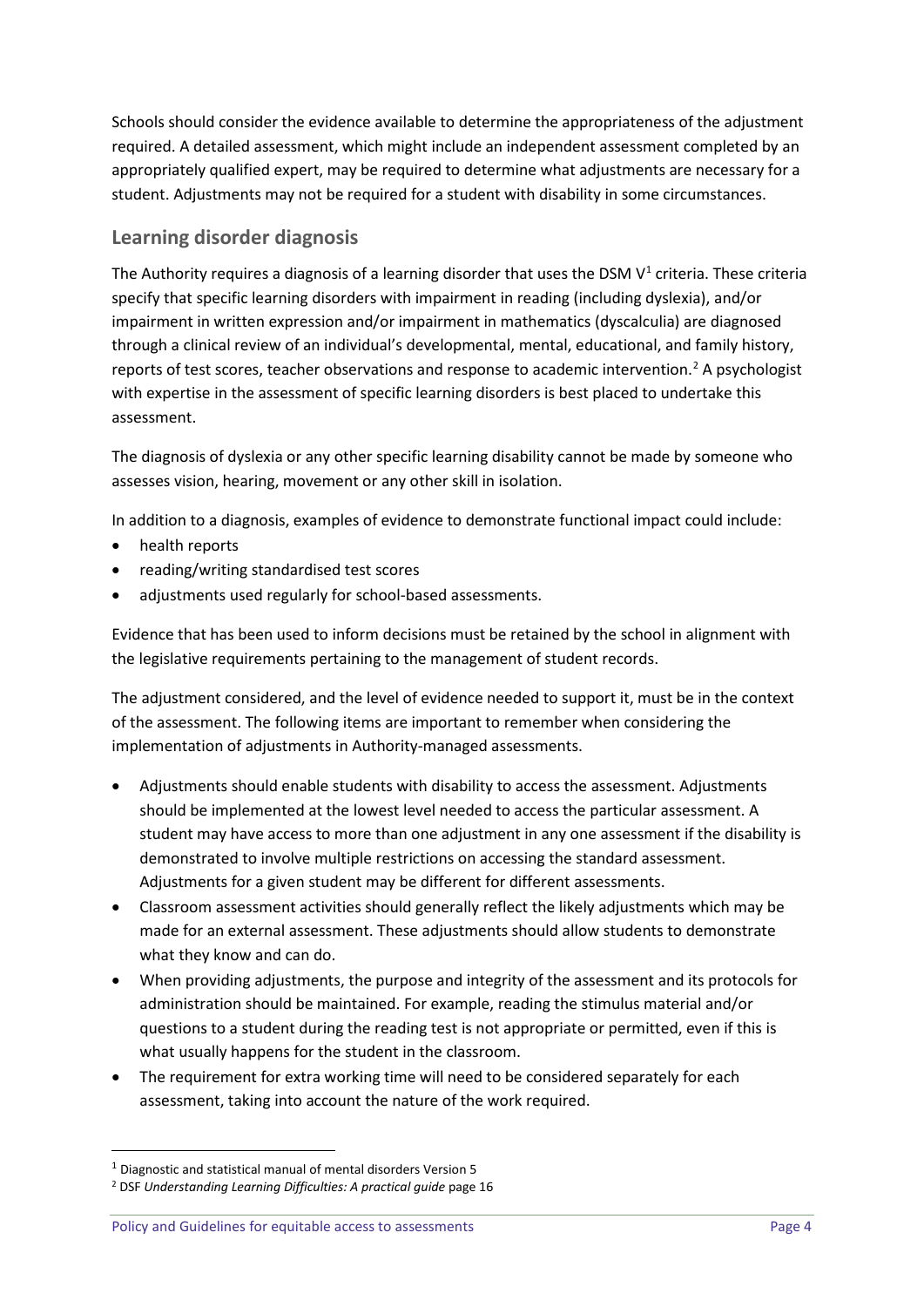Schools should consider the evidence available to determine the appropriateness of the adjustment required. A detailed assessment, which might include an independent assessment completed by an appropriately qualified expert, may be required to determine what adjustments are necessary for a student. Adjustments may not be required for a student with disability in some circumstances.

## Learning disorder diagnosis

The Authority requires a diagnosis of a learning disorder that uses the DSM V[1] criteria. These criteria specify that specific learning disorders with impairment in reading (including dyslexia), and/or impairment in written expression and/or impairment in mathematics (dyscalculia) are diagnosed through a clinical review of an individual's developmental, mental, educational, and family history, reports of test scores, teacher observations and response to academic intervention.[2] A psychologist with expertise in the assessment of specific learning disorders is best placed to undertake this assessment.

The diagnosis of dyslexia or any other specific learning disability cannot be made by someone who assesses vision, hearing, movement or any other skill in isolation.

In addition to a diagnosis, examples of evidence to demonstrate functional impact could include:

- health reports
- reading/writing standardised test scores
- adjustments used regularly for school-based assessments.

Evidence that has been used to inform decisions must be retained by the school in alignment with the legislative requirements pertaining to the management of student records.

The adjustment considered, and the level of evidence needed to support it, must be in the context of the assessment. The following items are important to remember when considering the implementation of adjustments in Authority-managed assessments.

- Adjustments should enable students with disability to access the assessment. Adjustments should be implemented at the lowest level needed to access the particular assessment. A student may have access to more than one adjustment in any one assessment if the disability is demonstrated to involve multiple restrictions on accessing the standard assessment. Adjustments for a given student may be different for different assessments.
- Classroom assessment activities should generally reflect the likely adjustments which may be made for an external assessment. These adjustments should allow students to demonstrate what they know and can do.
- When providing adjustments, the purpose and integrity of the assessment and its protocols for administration should be maintained. For example, reading the stimulus material and/or questions to a student during the reading test is not appropriate or permitted, even if this is what usually happens for the student in the classroom.
- The requirement for extra working time will need to be considered separately for each assessment, taking into account the nature of the work required.

[1] Diagnostic and statistical manual of mental disorders Version 5

[2] DSF *Understanding Learning Difficulties: A practical guide* page 16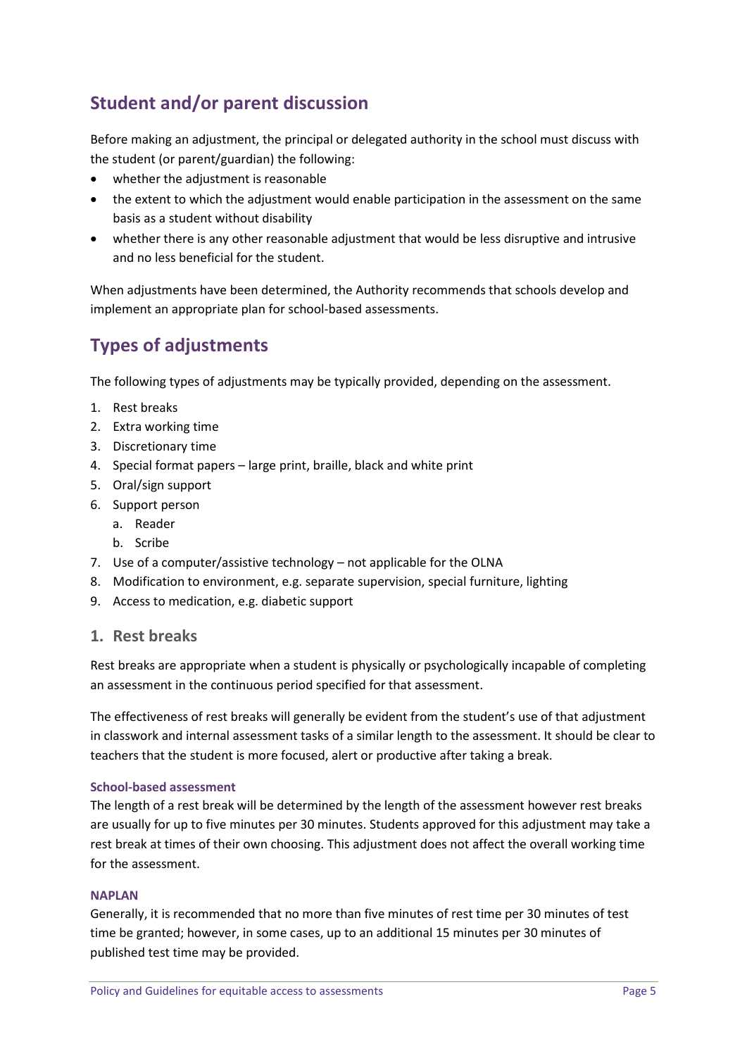## Student and/or parent discussion

Before making an adjustment, the principal or delegated authority in the school must discuss with the student (or parent/guardian) the following:

- whether the adjustment is reasonable
- the extent to which the adjustment would enable participation in the assessment on the same basis as a student without disability
- whether there is any other reasonable adjustment that would be less disruptive and intrusive and no less beneficial for the student.

When adjustments have been determined, the Authority recommends that schools develop and implement an appropriate plan for school-based assessments.

## Types of adjustments

The following types of adjustments may be typically provided, depending on the assessment.

1. Rest breaks
2. Extra working time
3. Discretionary time
4. Special format papers – large print, braille, black and white print
5. Oral/sign support
6. Support person
   a. Reader
   b. Scribe
7. Use of a computer/assistive technology – not applicable for the OLNA
8. Modification to environment, e.g. separate supervision, special furniture, lighting
9. Access to medication, e.g. diabetic support

### 1. Rest breaks

Rest breaks are appropriate when a student is physically or psychologically incapable of completing an assessment in the continuous period specified for that assessment.

The effectiveness of rest breaks will generally be evident from the student's use of that adjustment in classwork and internal assessment tasks of a similar length to the assessment. It should be clear to teachers that the student is more focused, alert or productive after taking a break.

#### School-based assessment

The length of a rest break will be determined by the length of the assessment however rest breaks are usually for up to five minutes per 30 minutes. Students approved for this adjustment may take a rest break at times of their own choosing. This adjustment does not affect the overall working time for the assessment.

#### NAPLAN

Generally, it is recommended that no more than five minutes of rest time per 30 minutes of test time be granted; however, in some cases, up to an additional 15 minutes per 30 minutes of published test time may be provided.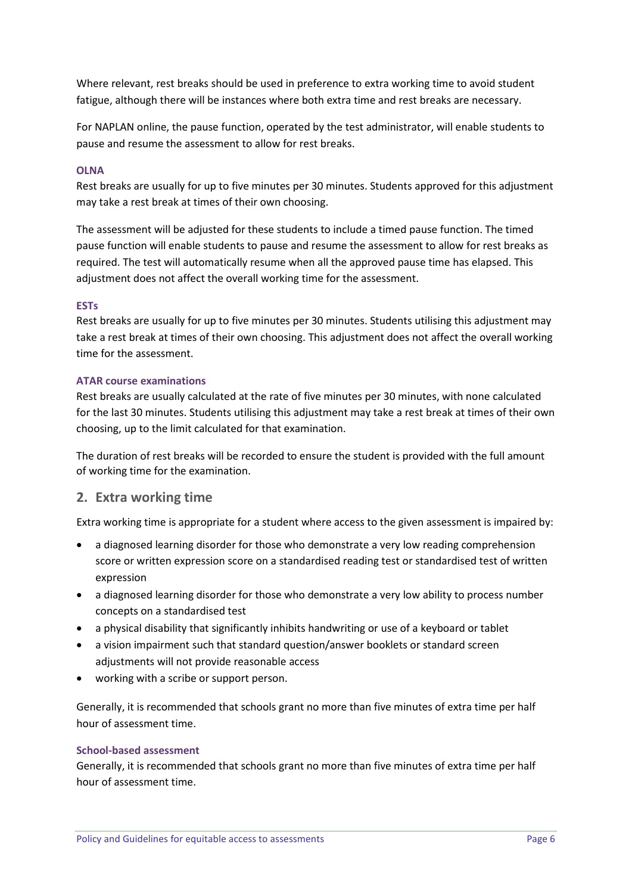Where relevant, rest breaks should be used in preference to extra working time to avoid student fatigue, although there will be instances where both extra time and rest breaks are necessary.

For NAPLAN online, the pause function, operated by the test administrator, will enable students to pause and resume the assessment to allow for rest breaks.

#### OLNA

Rest breaks are usually for up to five minutes per 30 minutes. Students approved for this adjustment may take a rest break at times of their own choosing.

The assessment will be adjusted for these students to include a timed pause function. The timed pause function will enable students to pause and resume the assessment to allow for rest breaks as required. The test will automatically resume when all the approved pause time has elapsed. This adjustment does not affect the overall working time for the assessment.

#### ESTs

Rest breaks are usually for up to five minutes per 30 minutes. Students utilising this adjustment may take a rest break at times of their own choosing. This adjustment does not affect the overall working time for the assessment.

#### ATAR course examinations

Rest breaks are usually calculated at the rate of five minutes per 30 minutes, with none calculated for the last 30 minutes. Students utilising this adjustment may take a rest break at times of their own choosing, up to the limit calculated for that examination.

The duration of rest breaks will be recorded to ensure the student is provided with the full amount of working time for the examination.

## 2. Extra working time

Extra working time is appropriate for a student where access to the given assessment is impaired by:

- a diagnosed learning disorder for those who demonstrate a very low reading comprehension score or written expression score on a standardised reading test or standardised test of written expression
- a diagnosed learning disorder for those who demonstrate a very low ability to process number concepts on a standardised test
- a physical disability that significantly inhibits handwriting or use of a keyboard or tablet
- a vision impairment such that standard question/answer booklets or standard screen adjustments will not provide reasonable access
- working with a scribe or support person.

Generally, it is recommended that schools grant no more than five minutes of extra time per half hour of assessment time.

#### School-based assessment

Generally, it is recommended that schools grant no more than five minutes of extra time per half hour of assessment time.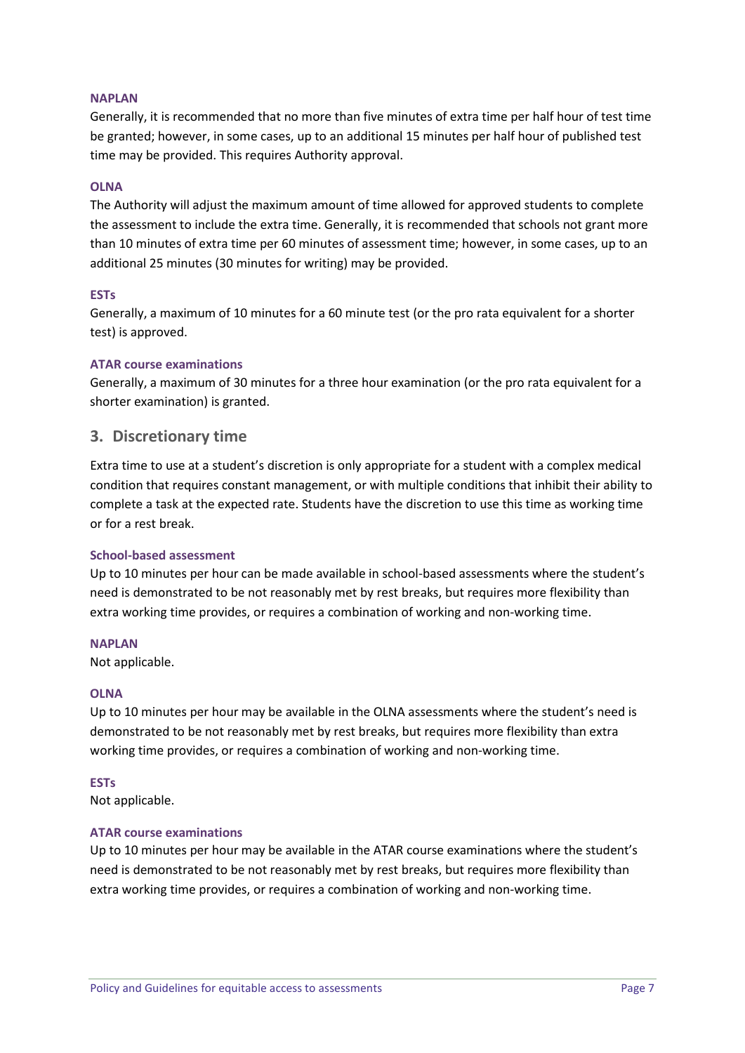#### NAPLAN

Generally, it is recommended that no more than five minutes of extra time per half hour of test time be granted; however, in some cases, up to an additional 15 minutes per half hour of published test time may be provided. This requires Authority approval.

#### OLNA

The Authority will adjust the maximum amount of time allowed for approved students to complete the assessment to include the extra time. Generally, it is recommended that schools not grant more than 10 minutes of extra time per 60 minutes of assessment time; however, in some cases, up to an additional 25 minutes (30 minutes for writing) may be provided.

#### ESTs

Generally, a maximum of 10 minutes for a 60 minute test (or the pro rata equivalent for a shorter test) is approved.

#### ATAR course examinations

Generally, a maximum of 30 minutes for a three hour examination (or the pro rata equivalent for a shorter examination) is granted.

## 3. Discretionary time

Extra time to use at a student's discretion is only appropriate for a student with a complex medical condition that requires constant management, or with multiple conditions that inhibit their ability to complete a task at the expected rate. Students have the discretion to use this time as working time or for a rest break.

#### School-based assessment

Up to 10 minutes per hour can be made available in school-based assessments where the student's need is demonstrated to be not reasonably met by rest breaks, but requires more flexibility than extra working time provides, or requires a combination of working and non-working time.

#### NAPLAN

Not applicable.

#### OLNA

Up to 10 minutes per hour may be available in the OLNA assessments where the student's need is demonstrated to be not reasonably met by rest breaks, but requires more flexibility than extra working time provides, or requires a combination of working and non-working time.

#### ESTs

Not applicable.

#### ATAR course examinations

Up to 10 minutes per hour may be available in the ATAR course examinations where the student's need is demonstrated to be not reasonably met by rest breaks, but requires more flexibility than extra working time provides, or requires a combination of working and non-working time.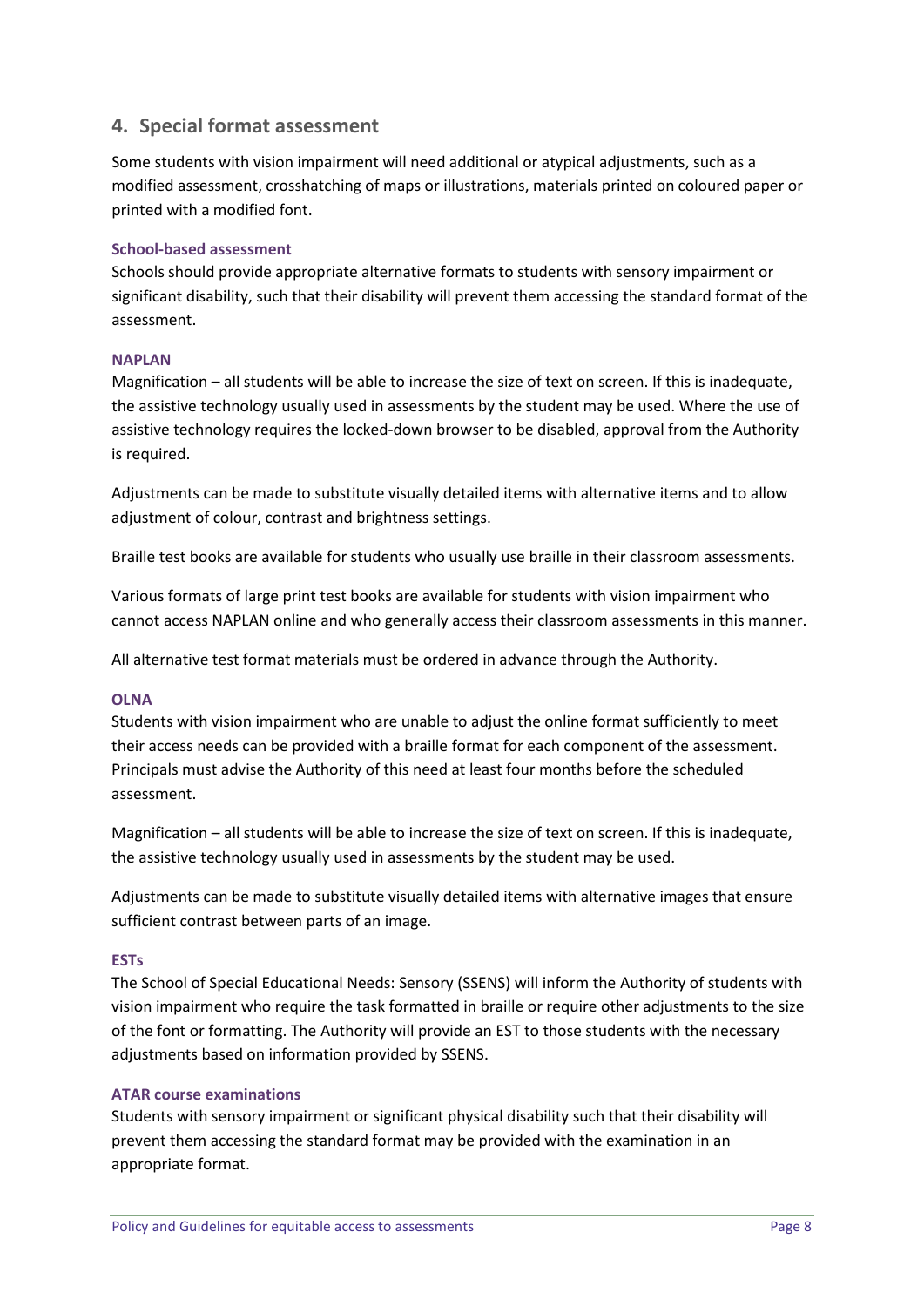## 4. Special format assessment

Some students with vision impairment will need additional or atypical adjustments, such as a modified assessment, crosshatching of maps or illustrations, materials printed on coloured paper or printed with a modified font.

### School-based assessment

Schools should provide appropriate alternative formats to students with sensory impairment or significant disability, such that their disability will prevent them accessing the standard format of the assessment.

### NAPLAN

Magnification – all students will be able to increase the size of text on screen. If this is inadequate, the assistive technology usually used in assessments by the student may be used. Where the use of assistive technology requires the locked-down browser to be disabled, approval from the Authority is required.

Adjustments can be made to substitute visually detailed items with alternative items and to allow adjustment of colour, contrast and brightness settings.

Braille test books are available for students who usually use braille in their classroom assessments.

Various formats of large print test books are available for students with vision impairment who cannot access NAPLAN online and who generally access their classroom assessments in this manner.

All alternative test format materials must be ordered in advance through the Authority.

### OLNA

Students with vision impairment who are unable to adjust the online format sufficiently to meet their access needs can be provided with a braille format for each component of the assessment. Principals must advise the Authority of this need at least four months before the scheduled assessment.

Magnification – all students will be able to increase the size of text on screen. If this is inadequate, the assistive technology usually used in assessments by the student may be used.

Adjustments can be made to substitute visually detailed items with alternative images that ensure sufficient contrast between parts of an image.

### ESTs

The School of Special Educational Needs: Sensory (SSENS) will inform the Authority of students with vision impairment who require the task formatted in braille or require other adjustments to the size of the font or formatting. The Authority will provide an EST to those students with the necessary adjustments based on information provided by SSENS.

### ATAR course examinations

Students with sensory impairment or significant physical disability such that their disability will prevent them accessing the standard format may be provided with the examination in an appropriate format.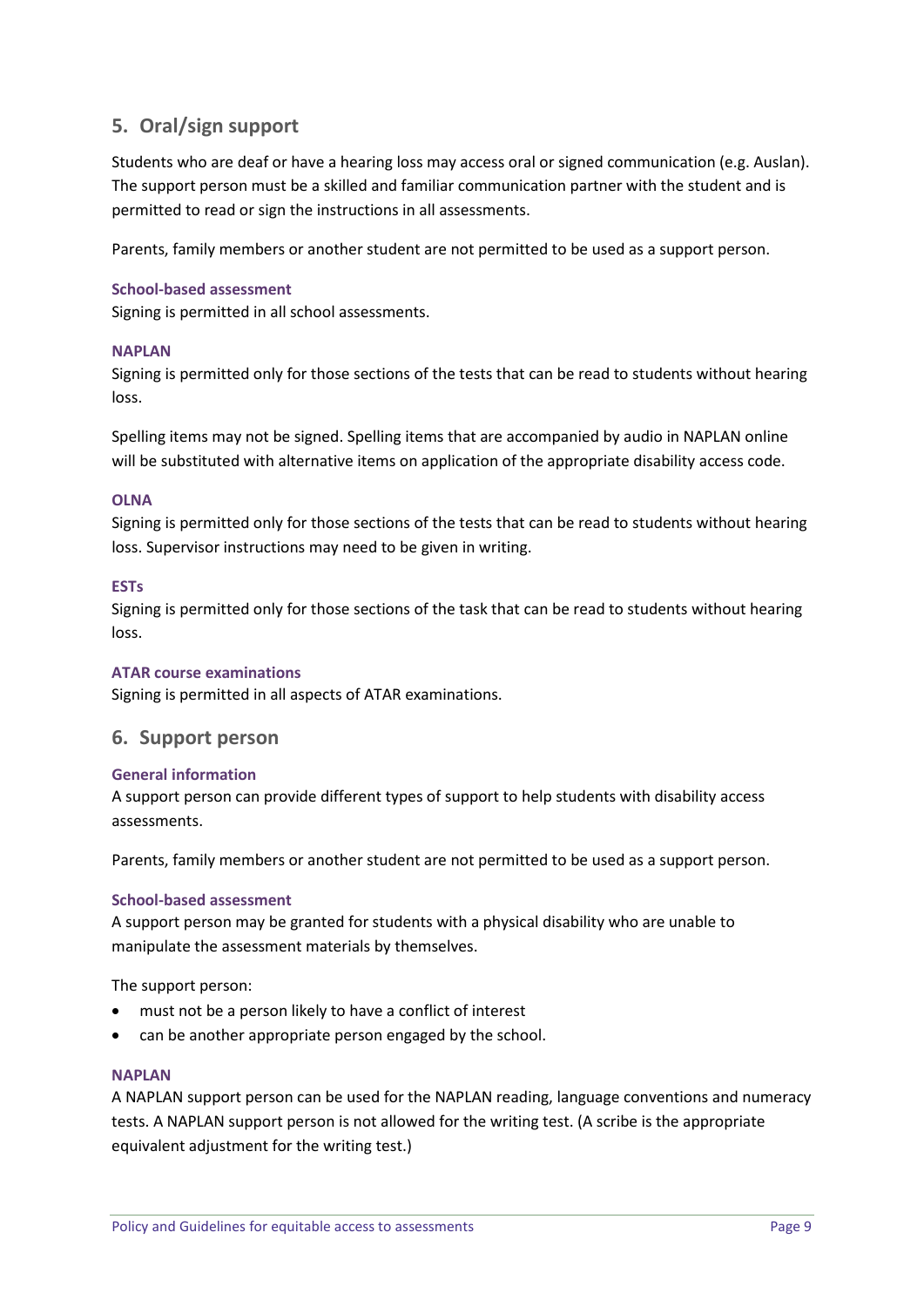## 5. Oral/sign support

Students who are deaf or have a hearing loss may access oral or signed communication (e.g. Auslan). The support person must be a skilled and familiar communication partner with the student and is permitted to read or sign the instructions in all assessments.

Parents, family members or another student are not permitted to be used as a support person.

### School-based assessment

Signing is permitted in all school assessments.

### NAPLAN

Signing is permitted only for those sections of the tests that can be read to students without hearing loss.

Spelling items may not be signed. Spelling items that are accompanied by audio in NAPLAN online will be substituted with alternative items on application of the appropriate disability access code.

### OLNA

Signing is permitted only for those sections of the tests that can be read to students without hearing loss. Supervisor instructions may need to be given in writing.

### ESTs

Signing is permitted only for those sections of the task that can be read to students without hearing loss.

### ATAR course examinations

Signing is permitted in all aspects of ATAR examinations.

## 6. Support person

### General information

A support person can provide different types of support to help students with disability access assessments.

Parents, family members or another student are not permitted to be used as a support person.

### School-based assessment

A support person may be granted for students with a physical disability who are unable to manipulate the assessment materials by themselves.

The support person:

- must not be a person likely to have a conflict of interest
- can be another appropriate person engaged by the school.

### NAPLAN

A NAPLAN support person can be used for the NAPLAN reading, language conventions and numeracy tests. A NAPLAN support person is not allowed for the writing test. (A scribe is the appropriate equivalent adjustment for the writing test.)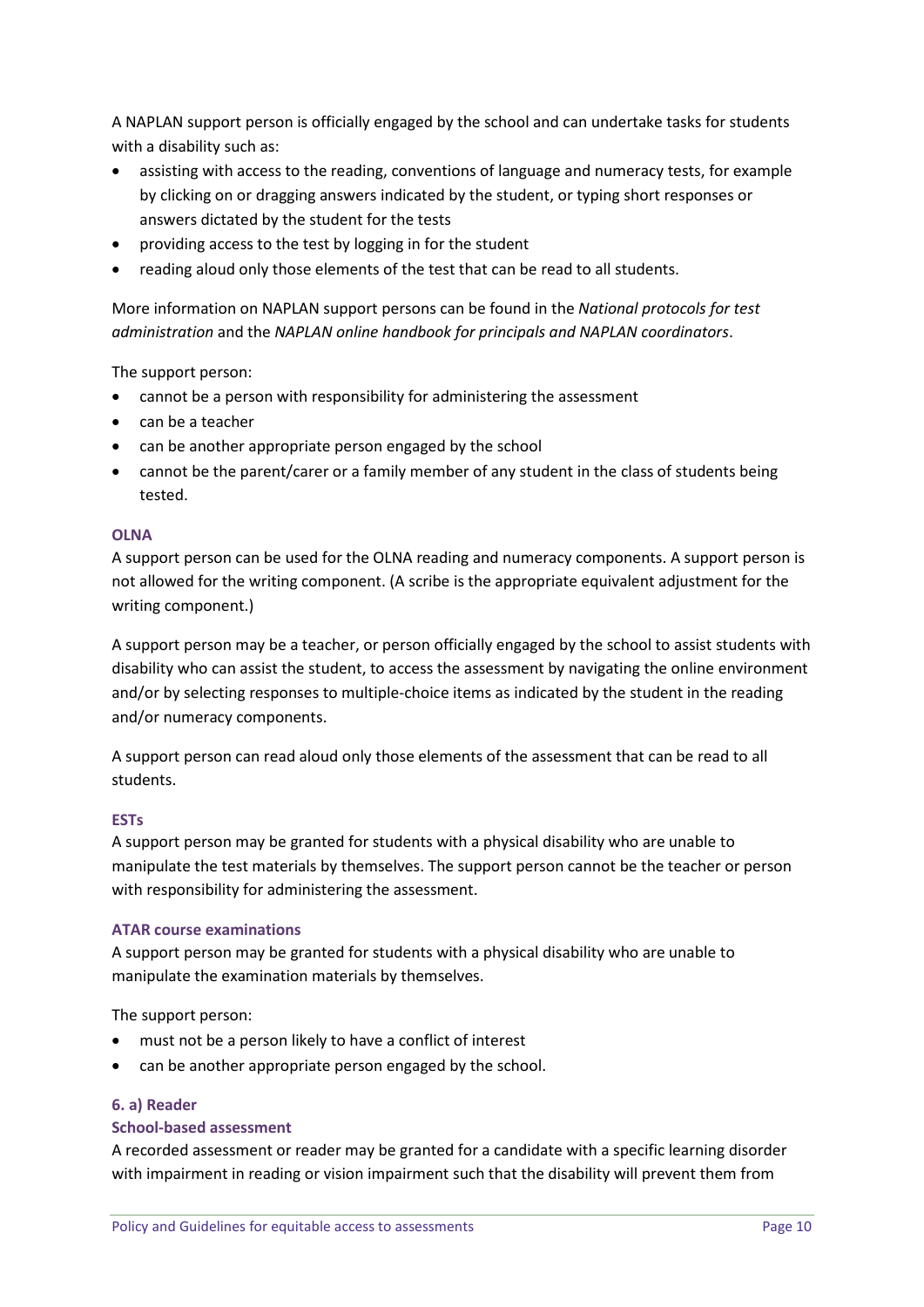A NAPLAN support person is officially engaged by the school and can undertake tasks for students with a disability such as:

- assisting with access to the reading, conventions of language and numeracy tests, for example by clicking on or dragging answers indicated by the student, or typing short responses or answers dictated by the student for the tests
- providing access to the test by logging in for the student
- reading aloud only those elements of the test that can be read to all students.

More information on NAPLAN support persons can be found in the *National protocols for test administration* and the *NAPLAN online handbook for principals and NAPLAN coordinators*.

The support person:

- cannot be a person with responsibility for administering the assessment
- can be a teacher
- can be another appropriate person engaged by the school
- cannot be the parent/carer or a family member of any student in the class of students being tested.

#### OLNA

A support person can be used for the OLNA reading and numeracy components. A support person is not allowed for the writing component. (A scribe is the appropriate equivalent adjustment for the writing component.)

A support person may be a teacher, or person officially engaged by the school to assist students with disability who can assist the student, to access the assessment by navigating the online environment and/or by selecting responses to multiple-choice items as indicated by the student in the reading and/or numeracy components.

A support person can read aloud only those elements of the assessment that can be read to all students.

#### ESTs

A support person may be granted for students with a physical disability who are unable to manipulate the test materials by themselves. The support person cannot be the teacher or person with responsibility for administering the assessment.

#### ATAR course examinations

A support person may be granted for students with a physical disability who are unable to manipulate the examination materials by themselves.

The support person:

- must not be a person likely to have a conflict of interest
- can be another appropriate person engaged by the school.

### 6. a) Reader

#### School-based assessment

A recorded assessment or reader may be granted for a candidate with a specific learning disorder with impairment in reading or vision impairment such that the disability will prevent them from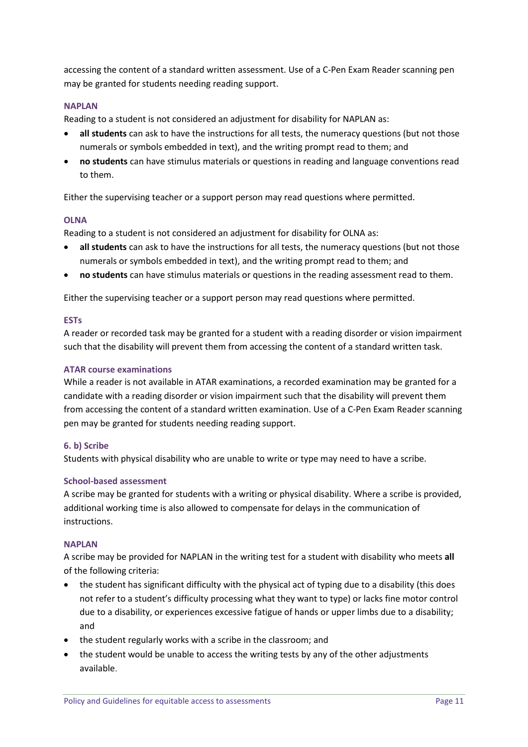accessing the content of a standard written assessment. Use of a C-Pen Exam Reader scanning pen may be granted for students needing reading support.

#### NAPLAN

Reading to a student is not considered an adjustment for disability for NAPLAN as:

- **all students** can ask to have the instructions for all tests, the numeracy questions (but not those numerals or symbols embedded in text), and the writing prompt read to them; and
- **no students** can have stimulus materials or questions in reading and language conventions read to them.

Either the supervising teacher or a support person may read questions where permitted.

#### OLNA

Reading to a student is not considered an adjustment for disability for OLNA as:

- **all students** can ask to have the instructions for all tests, the numeracy questions (but not those numerals or symbols embedded in text), and the writing prompt read to them; and
- **no students** can have stimulus materials or questions in the reading assessment read to them.

Either the supervising teacher or a support person may read questions where permitted.

#### ESTs

A reader or recorded task may be granted for a student with a reading disorder or vision impairment such that the disability will prevent them from accessing the content of a standard written task.

#### ATAR course examinations

While a reader is not available in ATAR examinations, a recorded examination may be granted for a candidate with a reading disorder or vision impairment such that the disability will prevent them from accessing the content of a standard written examination. Use of a C-Pen Exam Reader scanning pen may be granted for students needing reading support.

### 6. b) Scribe

Students with physical disability who are unable to write or type may need to have a scribe.

#### School-based assessment

A scribe may be granted for students with a writing or physical disability. Where a scribe is provided, additional working time is also allowed to compensate for delays in the communication of instructions.

#### NAPLAN

A scribe may be provided for NAPLAN in the writing test for a student with disability who meets **all** of the following criteria:

- the student has significant difficulty with the physical act of typing due to a disability (this does not refer to a student's difficulty processing what they want to type) or lacks fine motor control due to a disability, or experiences excessive fatigue of hands or upper limbs due to a disability; and
- the student regularly works with a scribe in the classroom; and
- the student would be unable to access the writing tests by any of the other adjustments available.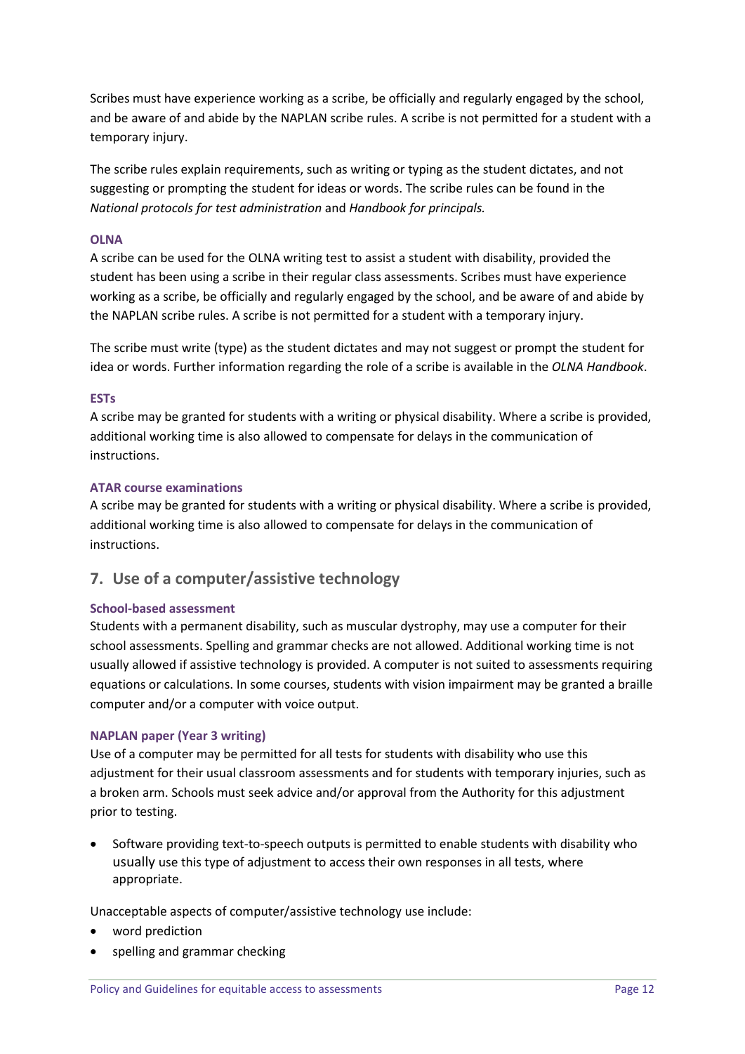Scribes must have experience working as a scribe, be officially and regularly engaged by the school, and be aware of and abide by the NAPLAN scribe rules. A scribe is not permitted for a student with a temporary injury.

The scribe rules explain requirements, such as writing or typing as the student dictates, and not suggesting or prompting the student for ideas or words. The scribe rules can be found in the *National protocols for test administration* and *Handbook for principals.*

#### OLNA

A scribe can be used for the OLNA writing test to assist a student with disability, provided the student has been using a scribe in their regular class assessments. Scribes must have experience working as a scribe, be officially and regularly engaged by the school, and be aware of and abide by the NAPLAN scribe rules. A scribe is not permitted for a student with a temporary injury.

The scribe must write (type) as the student dictates and may not suggest or prompt the student for idea or words. Further information regarding the role of a scribe is available in the *OLNA Handbook*.

#### ESTs

A scribe may be granted for students with a writing or physical disability. Where a scribe is provided, additional working time is also allowed to compensate for delays in the communication of instructions.

#### ATAR course examinations

A scribe may be granted for students with a writing or physical disability. Where a scribe is provided, additional working time is also allowed to compensate for delays in the communication of instructions.

## 7. Use of a computer/assistive technology

#### School-based assessment

Students with a permanent disability, such as muscular dystrophy, may use a computer for their school assessments. Spelling and grammar checks are not allowed. Additional working time is not usually allowed if assistive technology is provided. A computer is not suited to assessments requiring equations or calculations. In some courses, students with vision impairment may be granted a braille computer and/or a computer with voice output.

#### NAPLAN paper (Year 3 writing)

Use of a computer may be permitted for all tests for students with disability who use this adjustment for their usual classroom assessments and for students with temporary injuries, such as a broken arm. Schools must seek advice and/or approval from the Authority for this adjustment prior to testing.

- Software providing text-to-speech outputs is permitted to enable students with disability who usually use this type of adjustment to access their own responses in all tests, where appropriate.

Unacceptable aspects of computer/assistive technology use include:

- word prediction
- spelling and grammar checking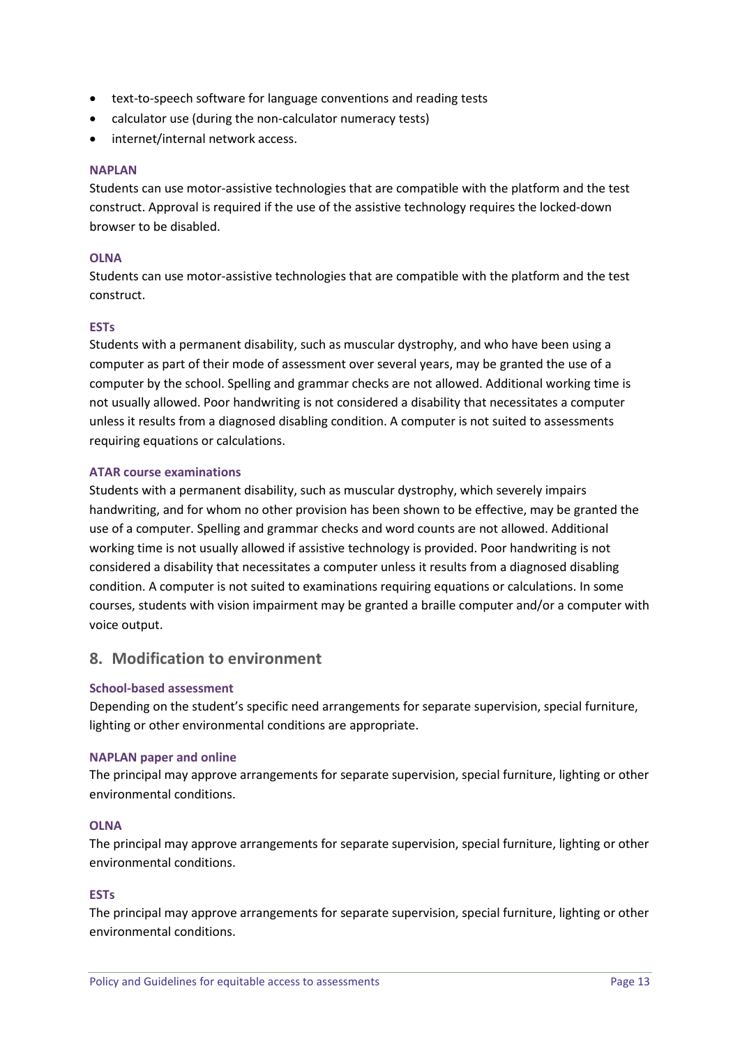- text-to-speech software for language conventions and reading tests
- calculator use (during the non-calculator numeracy tests)
- internet/internal network access.

#### NAPLAN

Students can use motor-assistive technologies that are compatible with the platform and the test construct. Approval is required if the use of the assistive technology requires the locked-down browser to be disabled.

#### OLNA

Students can use motor-assistive technologies that are compatible with the platform and the test construct.

#### ESTs

Students with a permanent disability, such as muscular dystrophy, and who have been using a computer as part of their mode of assessment over several years, may be granted the use of a computer by the school. Spelling and grammar checks are not allowed. Additional working time is not usually allowed. Poor handwriting is not considered a disability that necessitates a computer unless it results from a diagnosed disabling condition. A computer is not suited to assessments requiring equations or calculations.

#### ATAR course examinations

Students with a permanent disability, such as muscular dystrophy, which severely impairs handwriting, and for whom no other provision has been shown to be effective, may be granted the use of a computer. Spelling and grammar checks and word counts are not allowed. Additional working time is not usually allowed if assistive technology is provided. Poor handwriting is not considered a disability that necessitates a computer unless it results from a diagnosed disabling condition. A computer is not suited to examinations requiring equations or calculations. In some courses, students with vision impairment may be granted a braille computer and/or a computer with voice output.

## 8. Modification to environment

#### School-based assessment

Depending on the student's specific need arrangements for separate supervision, special furniture, lighting or other environmental conditions are appropriate.

#### NAPLAN paper and online

The principal may approve arrangements for separate supervision, special furniture, lighting or other environmental conditions.

#### OLNA

The principal may approve arrangements for separate supervision, special furniture, lighting or other environmental conditions.

#### ESTs

The principal may approve arrangements for separate supervision, special furniture, lighting or other environmental conditions.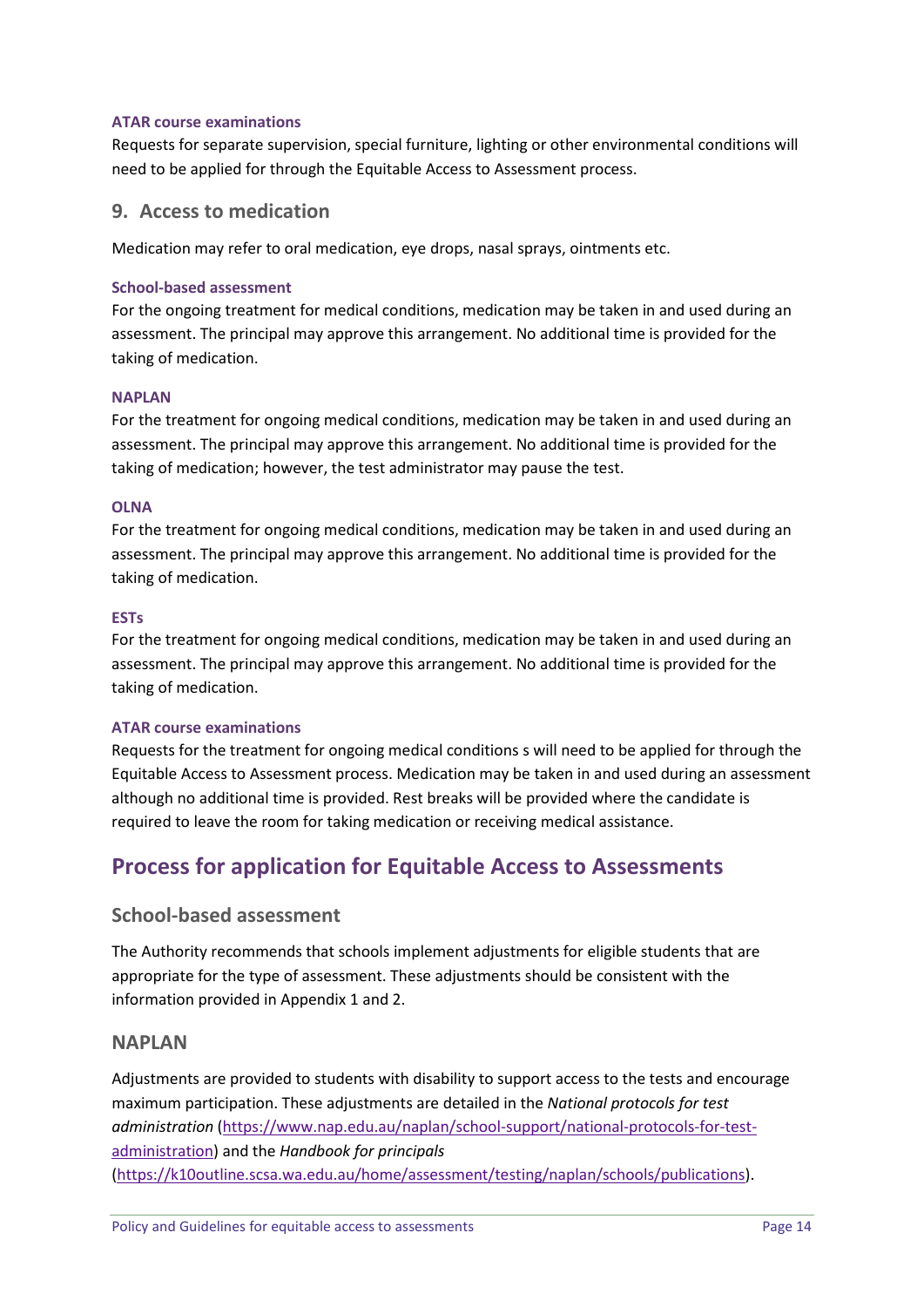#### ATAR course examinations

Requests for separate supervision, special furniture, lighting or other environmental conditions will need to be applied for through the Equitable Access to Assessment process.

### 9. Access to medication

Medication may refer to oral medication, eye drops, nasal sprays, ointments etc.

#### School-based assessment

For the ongoing treatment for medical conditions, medication may be taken in and used during an assessment. The principal may approve this arrangement. No additional time is provided for the taking of medication.

#### NAPLAN

For the treatment for ongoing medical conditions, medication may be taken in and used during an assessment. The principal may approve this arrangement. No additional time is provided for the taking of medication; however, the test administrator may pause the test.

#### OLNA

For the treatment for ongoing medical conditions, medication may be taken in and used during an assessment. The principal may approve this arrangement. No additional time is provided for the taking of medication.

#### ESTs

For the treatment for ongoing medical conditions, medication may be taken in and used during an assessment. The principal may approve this arrangement. No additional time is provided for the taking of medication.

#### ATAR course examinations

Requests for the treatment for ongoing medical conditions s will need to be applied for through the Equitable Access to Assessment process. Medication may be taken in and used during an assessment although no additional time is provided. Rest breaks will be provided where the candidate is required to leave the room for taking medication or receiving medical assistance.

## Process for application for Equitable Access to Assessments

### School-based assessment

The Authority recommends that schools implement adjustments for eligible students that are appropriate for the type of assessment. These adjustments should be consistent with the information provided in Appendix 1 and 2.

### NAPLAN

Adjustments are provided to students with disability to support access to the tests and encourage maximum participation. These adjustments are detailed in the *National protocols for test administration* (https://www.nap.edu.au/naplan/school-support/national-protocols-for-test-administration) and the *Handbook for principals* (https://k10outline.scsa.wa.edu.au/home/assessment/testing/naplan/schools/publications).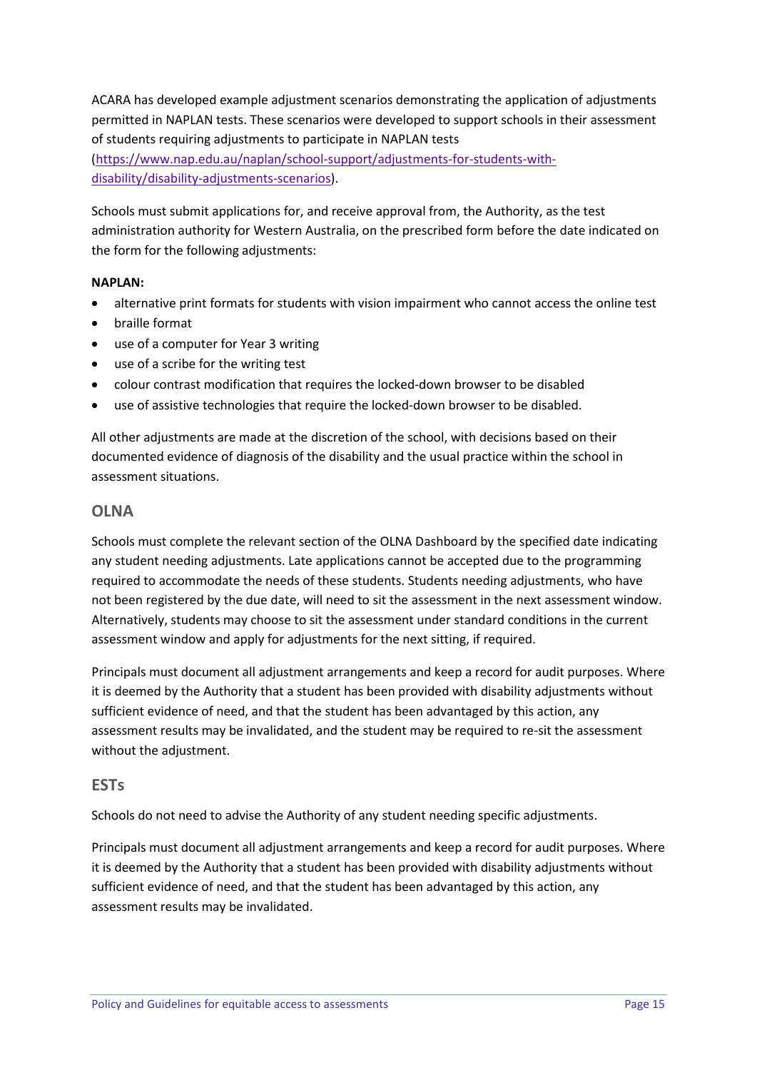ACARA has developed example adjustment scenarios demonstrating the application of adjustments permitted in NAPLAN tests. These scenarios were developed to support schools in their assessment of students requiring adjustments to participate in NAPLAN tests ([https://www.nap.edu.au/naplan/school-support/adjustments-for-students-with-disability/disability-adjustments-scenarios](https://www.nap.edu.au/naplan/school-support/adjustments-for-students-with-disability/disability-adjustments-scenarios)).

Schools must submit applications for, and receive approval from, the Authority, as the test administration authority for Western Australia, on the prescribed form before the date indicated on the form for the following adjustments:

**NAPLAN:**

- alternative print formats for students with vision impairment who cannot access the online test
- braille format
- use of a computer for Year 3 writing
- use of a scribe for the writing test
- colour contrast modification that requires the locked-down browser to be disabled
- use of assistive technologies that require the locked-down browser to be disabled.

All other adjustments are made at the discretion of the school, with decisions based on their documented evidence of diagnosis of the disability and the usual practice within the school in assessment situations.

## OLNA

Schools must complete the relevant section of the OLNA Dashboard by the specified date indicating any student needing adjustments. Late applications cannot be accepted due to the programming required to accommodate the needs of these students. Students needing adjustments, who have not been registered by the due date, will need to sit the assessment in the next assessment window. Alternatively, students may choose to sit the assessment under standard conditions in the current assessment window and apply for adjustments for the next sitting, if required.

Principals must document all adjustment arrangements and keep a record for audit purposes. Where it is deemed by the Authority that a student has been provided with disability adjustments without sufficient evidence of need, and that the student has been advantaged by this action, any assessment results may be invalidated, and the student may be required to re-sit the assessment without the adjustment.

## ESTs

Schools do not need to advise the Authority of any student needing specific adjustments.

Principals must document all adjustment arrangements and keep a record for audit purposes. Where it is deemed by the Authority that a student has been provided with disability adjustments without sufficient evidence of need, and that the student has been advantaged by this action, any assessment results may be invalidated.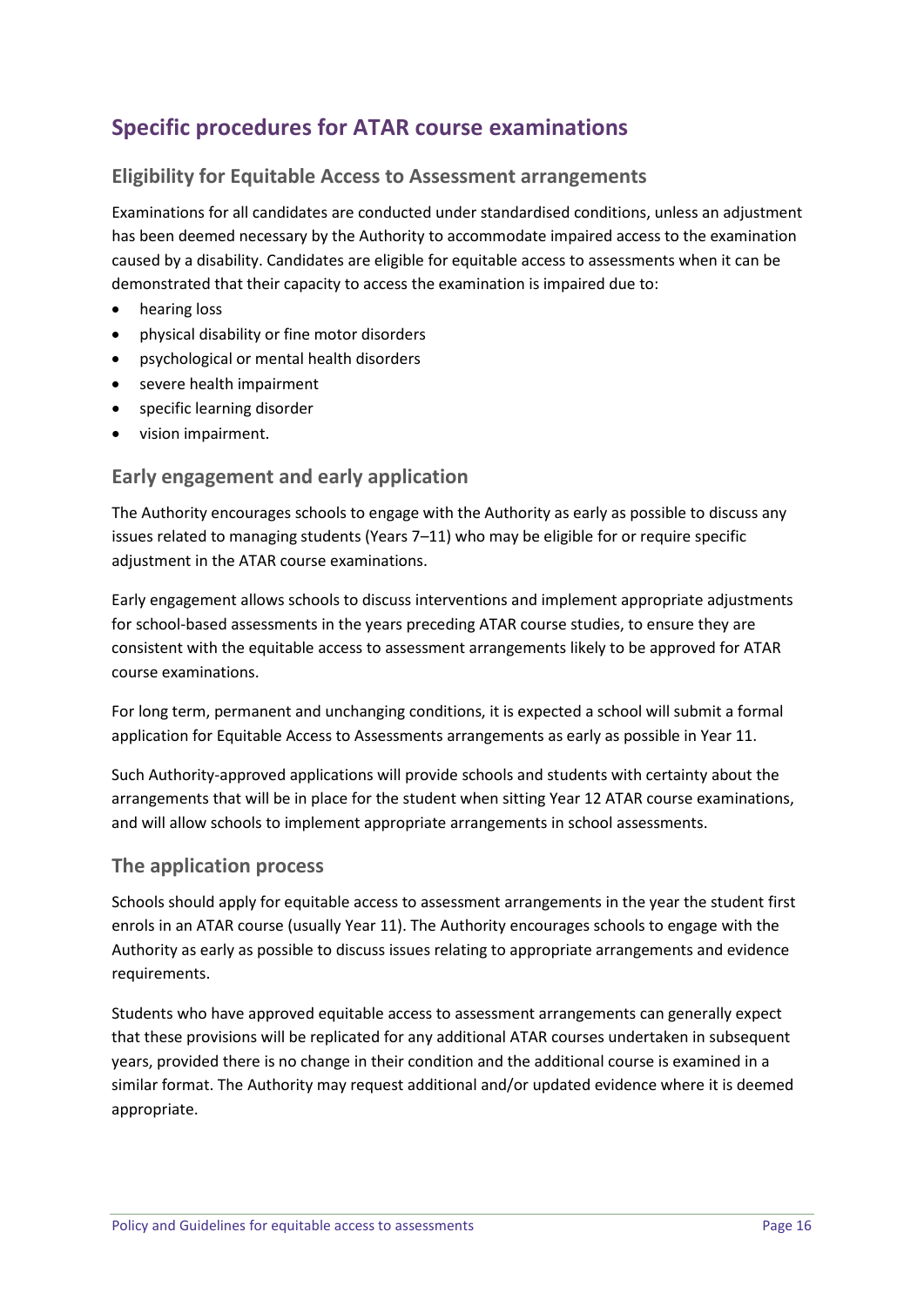## Specific procedures for ATAR course examinations

### Eligibility for Equitable Access to Assessment arrangements

Examinations for all candidates are conducted under standardised conditions, unless an adjustment has been deemed necessary by the Authority to accommodate impaired access to the examination caused by a disability. Candidates are eligible for equitable access to assessments when it can be demonstrated that their capacity to access the examination is impaired due to:

- hearing loss
- physical disability or fine motor disorders
- psychological or mental health disorders
- severe health impairment
- specific learning disorder
- vision impairment.

### Early engagement and early application

The Authority encourages schools to engage with the Authority as early as possible to discuss any issues related to managing students (Years 7–11) who may be eligible for or require specific adjustment in the ATAR course examinations.

Early engagement allows schools to discuss interventions and implement appropriate adjustments for school-based assessments in the years preceding ATAR course studies, to ensure they are consistent with the equitable access to assessment arrangements likely to be approved for ATAR course examinations.

For long term, permanent and unchanging conditions, it is expected a school will submit a formal application for Equitable Access to Assessments arrangements as early as possible in Year 11.

Such Authority-approved applications will provide schools and students with certainty about the arrangements that will be in place for the student when sitting Year 12 ATAR course examinations, and will allow schools to implement appropriate arrangements in school assessments.

### The application process

Schools should apply for equitable access to assessment arrangements in the year the student first enrols in an ATAR course (usually Year 11). The Authority encourages schools to engage with the Authority as early as possible to discuss issues relating to appropriate arrangements and evidence requirements.

Students who have approved equitable access to assessment arrangements can generally expect that these provisions will be replicated for any additional ATAR courses undertaken in subsequent years, provided there is no change in their condition and the additional course is examined in a similar format. The Authority may request additional and/or updated evidence where it is deemed appropriate.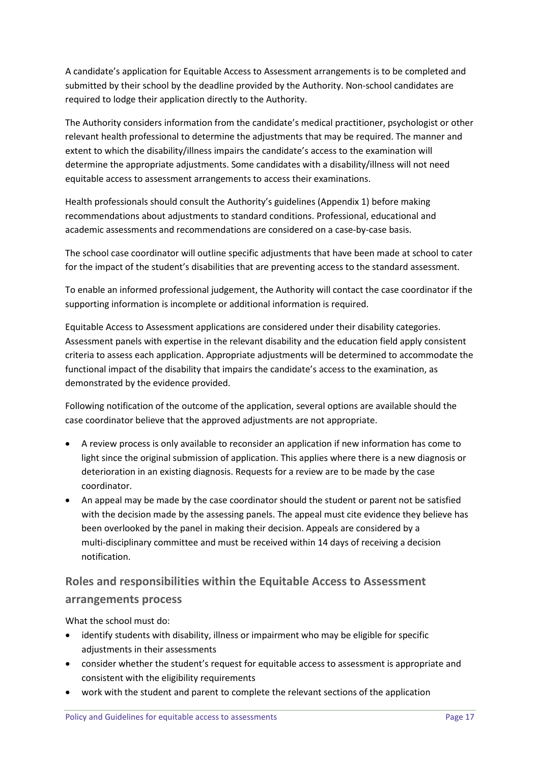A candidate's application for Equitable Access to Assessment arrangements is to be completed and submitted by their school by the deadline provided by the Authority. Non-school candidates are required to lodge their application directly to the Authority.

The Authority considers information from the candidate's medical practitioner, psychologist or other relevant health professional to determine the adjustments that may be required. The manner and extent to which the disability/illness impairs the candidate's access to the examination will determine the appropriate adjustments. Some candidates with a disability/illness will not need equitable access to assessment arrangements to access their examinations.

Health professionals should consult the Authority's guidelines (Appendix 1) before making recommendations about adjustments to standard conditions. Professional, educational and academic assessments and recommendations are considered on a case-by-case basis.

The school case coordinator will outline specific adjustments that have been made at school to cater for the impact of the student's disabilities that are preventing access to the standard assessment.

To enable an informed professional judgement, the Authority will contact the case coordinator if the supporting information is incomplete or additional information is required.

Equitable Access to Assessment applications are considered under their disability categories. Assessment panels with expertise in the relevant disability and the education field apply consistent criteria to assess each application. Appropriate adjustments will be determined to accommodate the functional impact of the disability that impairs the candidate's access to the examination, as demonstrated by the evidence provided.

Following notification of the outcome of the application, several options are available should the case coordinator believe that the approved adjustments are not appropriate.

- A review process is only available to reconsider an application if new information has come to light since the original submission of application. This applies where there is a new diagnosis or deterioration in an existing diagnosis. Requests for a review are to be made by the case coordinator.
- An appeal may be made by the case coordinator should the student or parent not be satisfied with the decision made by the assessing panels. The appeal must cite evidence they believe has been overlooked by the panel in making their decision. Appeals are considered by a multi-disciplinary committee and must be received within 14 days of receiving a decision notification.

## Roles and responsibilities within the Equitable Access to Assessment arrangements process

What the school must do:

- identify students with disability, illness or impairment who may be eligible for specific adjustments in their assessments
- consider whether the student's request for equitable access to assessment is appropriate and consistent with the eligibility requirements
- work with the student and parent to complete the relevant sections of the application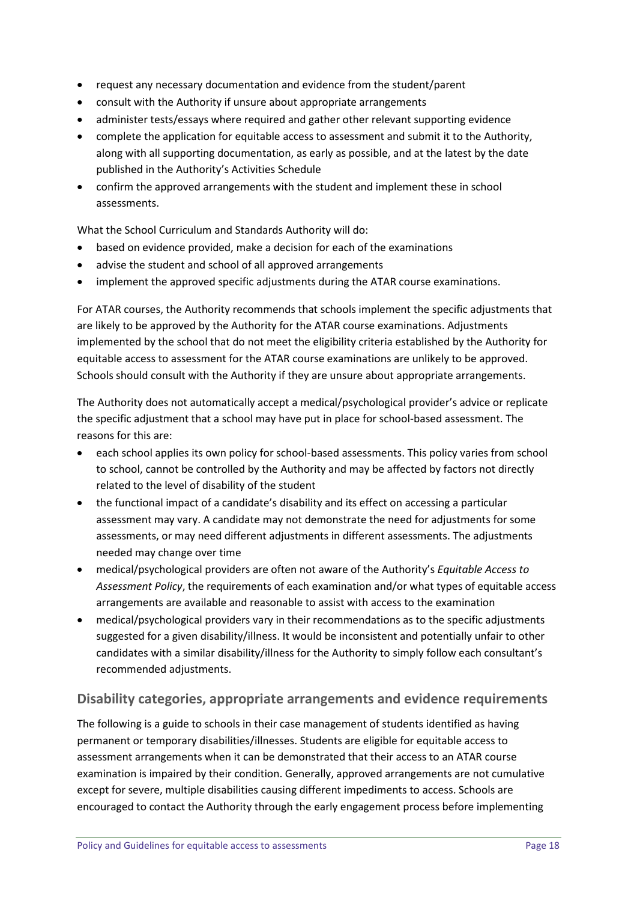- request any necessary documentation and evidence from the student/parent
- consult with the Authority if unsure about appropriate arrangements
- administer tests/essays where required and gather other relevant supporting evidence
- complete the application for equitable access to assessment and submit it to the Authority, along with all supporting documentation, as early as possible, and at the latest by the date published in the Authority's Activities Schedule
- confirm the approved arrangements with the student and implement these in school assessments.

What the School Curriculum and Standards Authority will do:

- based on evidence provided, make a decision for each of the examinations
- advise the student and school of all approved arrangements
- implement the approved specific adjustments during the ATAR course examinations.

For ATAR courses, the Authority recommends that schools implement the specific adjustments that are likely to be approved by the Authority for the ATAR course examinations. Adjustments implemented by the school that do not meet the eligibility criteria established by the Authority for equitable access to assessment for the ATAR course examinations are unlikely to be approved. Schools should consult with the Authority if they are unsure about appropriate arrangements.

The Authority does not automatically accept a medical/psychological provider's advice or replicate the specific adjustment that a school may have put in place for school-based assessment. The reasons for this are:

- each school applies its own policy for school-based assessments. This policy varies from school to school, cannot be controlled by the Authority and may be affected by factors not directly related to the level of disability of the student
- the functional impact of a candidate's disability and its effect on accessing a particular assessment may vary. A candidate may not demonstrate the need for adjustments for some assessments, or may need different adjustments in different assessments. The adjustments needed may change over time
- medical/psychological providers are often not aware of the Authority's *Equitable Access to Assessment Policy*, the requirements of each examination and/or what types of equitable access arrangements are available and reasonable to assist with access to the examination
- medical/psychological providers vary in their recommendations as to the specific adjustments suggested for a given disability/illness. It would be inconsistent and potentially unfair to other candidates with a similar disability/illness for the Authority to simply follow each consultant's recommended adjustments.

## Disability categories, appropriate arrangements and evidence requirements

The following is a guide to schools in their case management of students identified as having permanent or temporary disabilities/illnesses. Students are eligible for equitable access to assessment arrangements when it can be demonstrated that their access to an ATAR course examination is impaired by their condition. Generally, approved arrangements are not cumulative except for severe, multiple disabilities causing different impediments to access. Schools are encouraged to contact the Authority through the early engagement process before implementing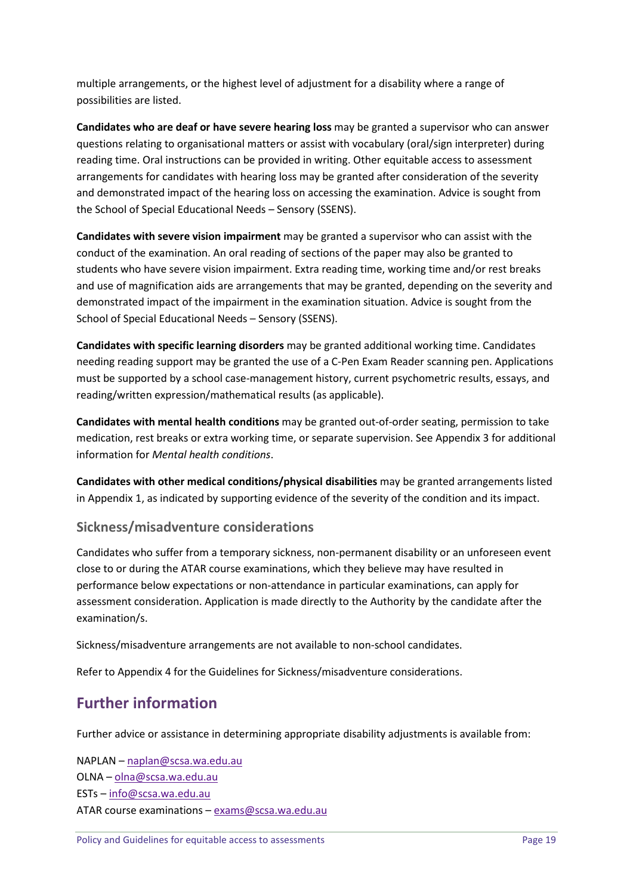multiple arrangements, or the highest level of adjustment for a disability where a range of possibilities are listed.

**Candidates who are deaf or have severe hearing loss** may be granted a supervisor who can answer questions relating to organisational matters or assist with vocabulary (oral/sign interpreter) during reading time. Oral instructions can be provided in writing. Other equitable access to assessment arrangements for candidates with hearing loss may be granted after consideration of the severity and demonstrated impact of the hearing loss on accessing the examination. Advice is sought from the School of Special Educational Needs – Sensory (SSENS).

**Candidates with severe vision impairment** may be granted a supervisor who can assist with the conduct of the examination. An oral reading of sections of the paper may also be granted to students who have severe vision impairment. Extra reading time, working time and/or rest breaks and use of magnification aids are arrangements that may be granted, depending on the severity and demonstrated impact of the impairment in the examination situation. Advice is sought from the School of Special Educational Needs – Sensory (SSENS).

**Candidates with specific learning disorders** may be granted additional working time. Candidates needing reading support may be granted the use of a C-Pen Exam Reader scanning pen. Applications must be supported by a school case-management history, current psychometric results, essays, and reading/written expression/mathematical results (as applicable).

**Candidates with mental health conditions** may be granted out-of-order seating, permission to take medication, rest breaks or extra working time, or separate supervision. See Appendix 3 for additional information for *Mental health conditions*.

**Candidates with other medical conditions/physical disabilities** may be granted arrangements listed in Appendix 1, as indicated by supporting evidence of the severity of the condition and its impact.

### Sickness/misadventure considerations

Candidates who suffer from a temporary sickness, non-permanent disability or an unforeseen event close to or during the ATAR course examinations, which they believe may have resulted in performance below expectations or non-attendance in particular examinations, can apply for assessment consideration. Application is made directly to the Authority by the candidate after the examination/s.

Sickness/misadventure arrangements are not available to non-school candidates.

Refer to Appendix 4 for the Guidelines for Sickness/misadventure considerations.

## Further information

Further advice or assistance in determining appropriate disability adjustments is available from:

NAPLAN – naplan@scsa.wa.edu.au
OLNA – olna@scsa.wa.edu.au
ESTs – info@scsa.wa.edu.au
ATAR course examinations – exams@scsa.wa.edu.au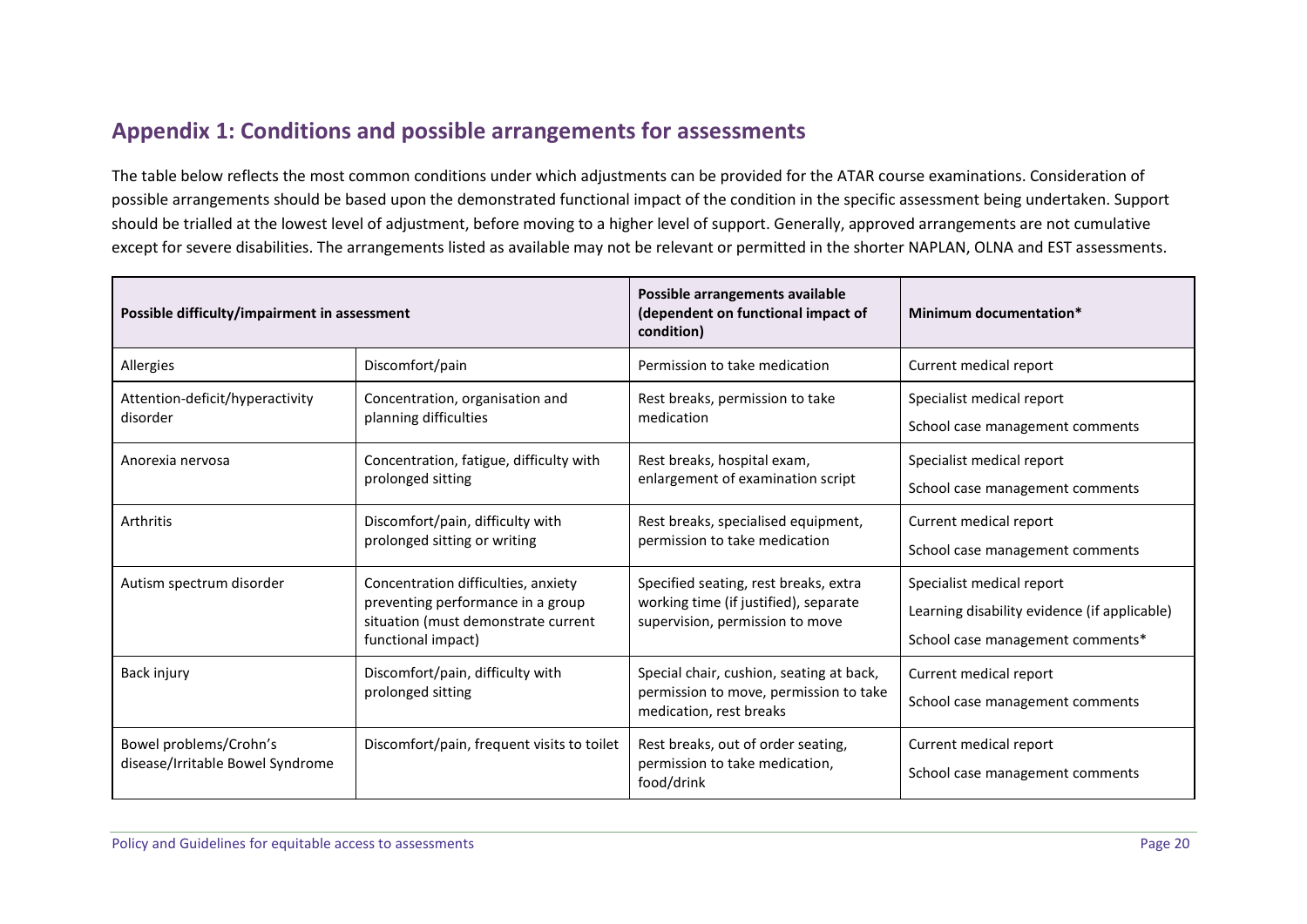## Appendix 1: Conditions and possible arrangements for assessments

The table below reflects the most common conditions under which adjustments can be provided for the ATAR course examinations. Consideration of possible arrangements should be based upon the demonstrated functional impact of the condition in the specific assessment being undertaken. Support should be trialled at the lowest level of adjustment, before moving to a higher level of support. Generally, approved arrangements are not cumulative except for severe disabilities. The arrangements listed as available may not be relevant or permitted in the shorter NAPLAN, OLNA and EST assessments.

| Possible difficulty/impairment in assessment | | Possible arrangements available (dependent on functional impact of condition) | Minimum documentation* |
|---|---|---|---|
| Allergies | Discomfort/pain | Permission to take medication | Current medical report |
| Attention-deficit/hyperactivity disorder | Concentration, organisation and planning difficulties | Rest breaks, permission to take medication | Specialist medical report<br>School case management comments |
| Anorexia nervosa | Concentration, fatigue, difficulty with prolonged sitting | Rest breaks, hospital exam, enlargement of examination script | Specialist medical report<br>School case management comments |
| Arthritis | Discomfort/pain, difficulty with prolonged sitting or writing | Rest breaks, specialised equipment, permission to take medication | Current medical report<br>School case management comments |
| Autism spectrum disorder | Concentration difficulties, anxiety preventing performance in a group situation (must demonstrate current functional impact) | Specified seating, rest breaks, extra working time (if justified), separate supervision, permission to move | Specialist medical report<br>Learning disability evidence (if applicable)<br>School case management comments* |
| Back injury | Discomfort/pain, difficulty with prolonged sitting | Special chair, cushion, seating at back, permission to move, permission to take medication, rest breaks | Current medical report<br>School case management comments |
| Bowel problems/Crohn's disease/Irritable Bowel Syndrome | Discomfort/pain, frequent visits to toilet | Rest breaks, out of order seating, permission to take medication, food/drink | Current medical report<br>School case management comments |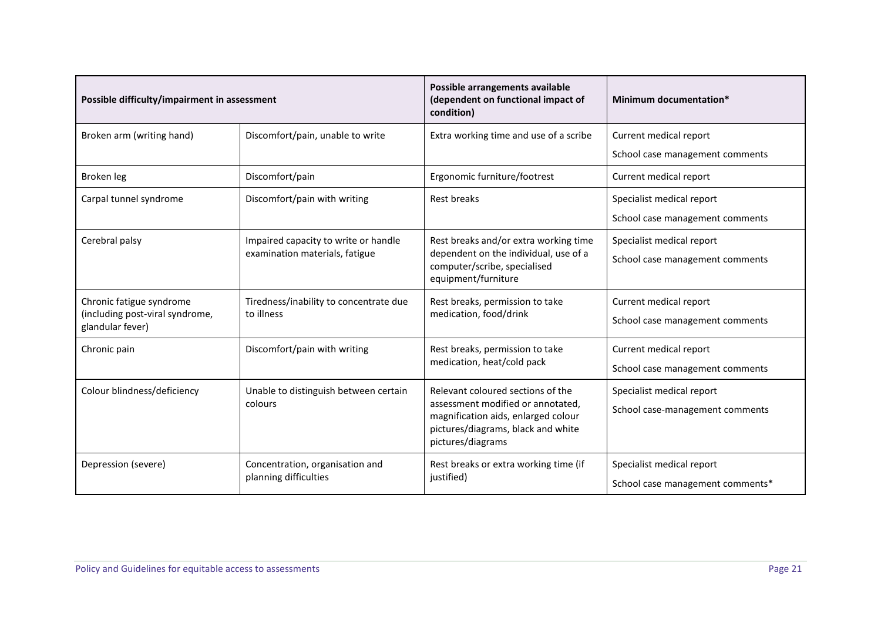| Possible difficulty/impairment in assessment | | Possible arrangements available (dependent on functional impact of condition) | Minimum documentation* |
|---|---|---|---|
| Broken arm (writing hand) | Discomfort/pain, unable to write | Extra working time and use of a scribe | Current medical report<br>School case management comments |
| Broken leg | Discomfort/pain | Ergonomic furniture/footrest | Current medical report |
| Carpal tunnel syndrome | Discomfort/pain with writing | Rest breaks | Specialist medical report<br>School case management comments |
| Cerebral palsy | Impaired capacity to write or handle examination materials, fatigue | Rest breaks and/or extra working time dependent on the individual, use of a computer/scribe, specialised equipment/furniture | Specialist medical report<br>School case management comments |
| Chronic fatigue syndrome (including post-viral syndrome, glandular fever) | Tiredness/inability to concentrate due to illness | Rest breaks, permission to take medication, food/drink | Current medical report<br>School case management comments |
| Chronic pain | Discomfort/pain with writing | Rest breaks, permission to take medication, heat/cold pack | Current medical report<br>School case management comments |
| Colour blindness/deficiency | Unable to distinguish between certain colours | Relevant coloured sections of the assessment modified or annotated, magnification aids, enlarged colour pictures/diagrams, black and white pictures/diagrams | Specialist medical report<br>School case-management comments |
| Depression (severe) | Concentration, organisation and planning difficulties | Rest breaks or extra working time (if justified) | Specialist medical report<br>School case management comments* |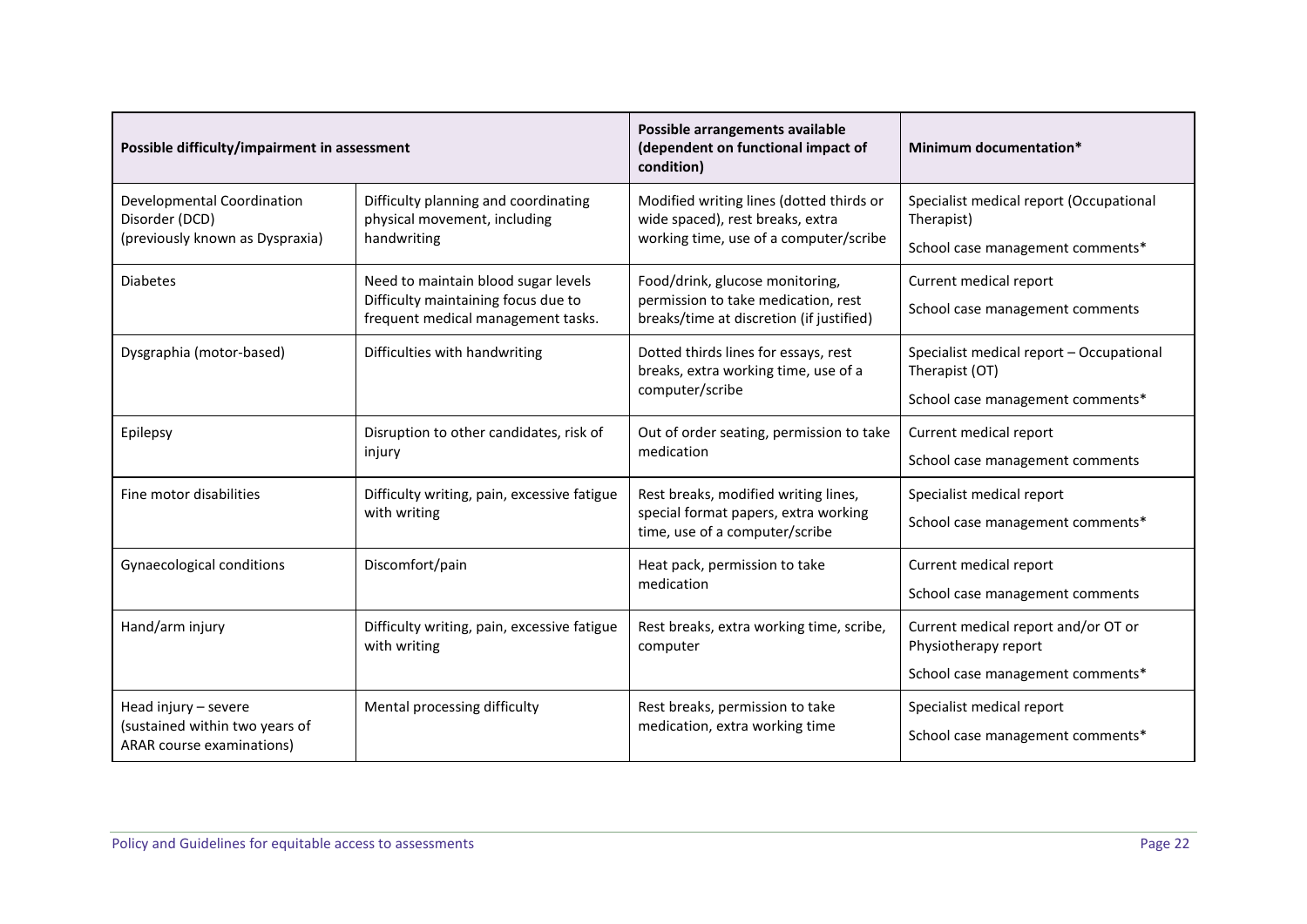| Possible difficulty/impairment in assessment | | Possible arrangements available (dependent on functional impact of condition) | Minimum documentation* |
|---|---|---|---|
| Developmental Coordination Disorder (DCD) (previously known as Dyspraxia) | Difficulty planning and coordinating physical movement, including handwriting | Modified writing lines (dotted thirds or wide spaced), rest breaks, extra working time, use of a computer/scribe | Specialist medical report (Occupational Therapist)<br><br>School case management comments* |
| Diabetes | Need to maintain blood sugar levels<br>Difficulty maintaining focus due to frequent medical management tasks. | Food/drink, glucose monitoring, permission to take medication, rest breaks/time at discretion (if justified) | Current medical report<br><br>School case management comments |
| Dysgraphia (motor-based) | Difficulties with handwriting | Dotted thirds lines for essays, rest breaks, extra working time, use of a computer/scribe | Specialist medical report – Occupational Therapist (OT)<br><br>School case management comments* |
| Epilepsy | Disruption to other candidates, risk of injury | Out of order seating, permission to take medication | Current medical report<br><br>School case management comments |
| Fine motor disabilities | Difficulty writing, pain, excessive fatigue with writing | Rest breaks, modified writing lines, special format papers, extra working time, use of a computer/scribe | Specialist medical report<br><br>School case management comments* |
| Gynaecological conditions | Discomfort/pain | Heat pack, permission to take medication | Current medical report<br><br>School case management comments |
| Hand/arm injury | Difficulty writing, pain, excessive fatigue with writing | Rest breaks, extra working time, scribe, computer | Current medical report and/or OT or Physiotherapy report<br><br>School case management comments* |
| Head injury – severe (sustained within two years of ARAR course examinations) | Mental processing difficulty | Rest breaks, permission to take medication, extra working time | Specialist medical report<br><br>School case management comments* |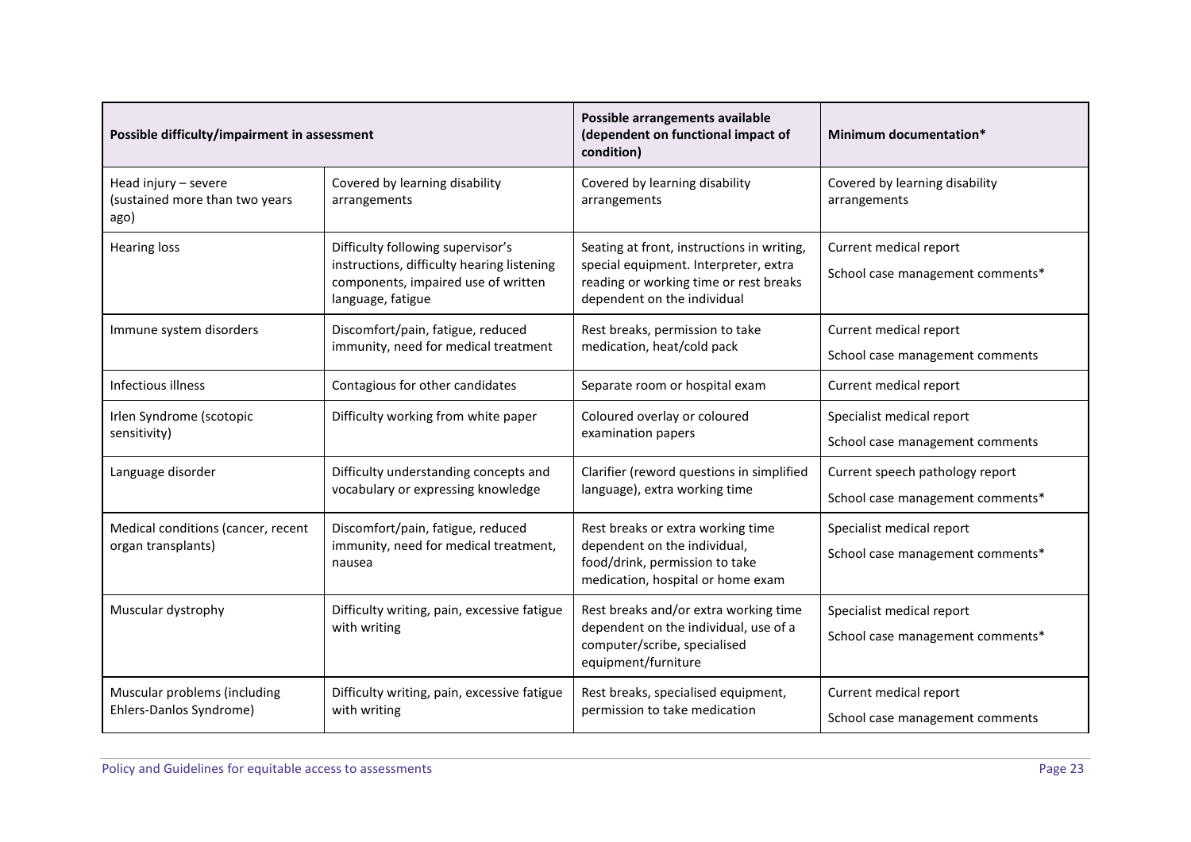| Possible difficulty/impairment in assessment | | Possible arrangements available (dependent on functional impact of condition) | Minimum documentation* |
|---|---|---|---|
| Head injury – severe (sustained more than two years ago) | Covered by learning disability arrangements | Covered by learning disability arrangements | Covered by learning disability arrangements |
| Hearing loss | Difficulty following supervisor's instructions, difficulty hearing listening components, impaired use of written language, fatigue | Seating at front, instructions in writing, special equipment. Interpreter, extra reading or working time or rest breaks dependent on the individual | Current medical report<br><br>School case management comments* |
| Immune system disorders | Discomfort/pain, fatigue, reduced immunity, need for medical treatment | Rest breaks, permission to take medication, heat/cold pack | Current medical report<br><br>School case management comments |
| Infectious illness | Contagious for other candidates | Separate room or hospital exam | Current medical report |
| Irlen Syndrome (scotopic sensitivity) | Difficulty working from white paper | Coloured overlay or coloured examination papers | Specialist medical report<br><br>School case management comments |
| Language disorder | Difficulty understanding concepts and vocabulary or expressing knowledge | Clarifier (reword questions in simplified language), extra working time | Current speech pathology report<br><br>School case management comments* |
| Medical conditions (cancer, recent organ transplants) | Discomfort/pain, fatigue, reduced immunity, need for medical treatment, nausea | Rest breaks or extra working time dependent on the individual, food/drink, permission to take medication, hospital or home exam | Specialist medical report<br><br>School case management comments* |
| Muscular dystrophy | Difficulty writing, pain, excessive fatigue with writing | Rest breaks and/or extra working time dependent on the individual, use of a computer/scribe, specialised equipment/furniture | Specialist medical report<br><br>School case management comments* |
| Muscular problems (including Ehlers-Danlos Syndrome) | Difficulty writing, pain, excessive fatigue with writing | Rest breaks, specialised equipment, permission to take medication | Current medical report<br><br>School case management comments |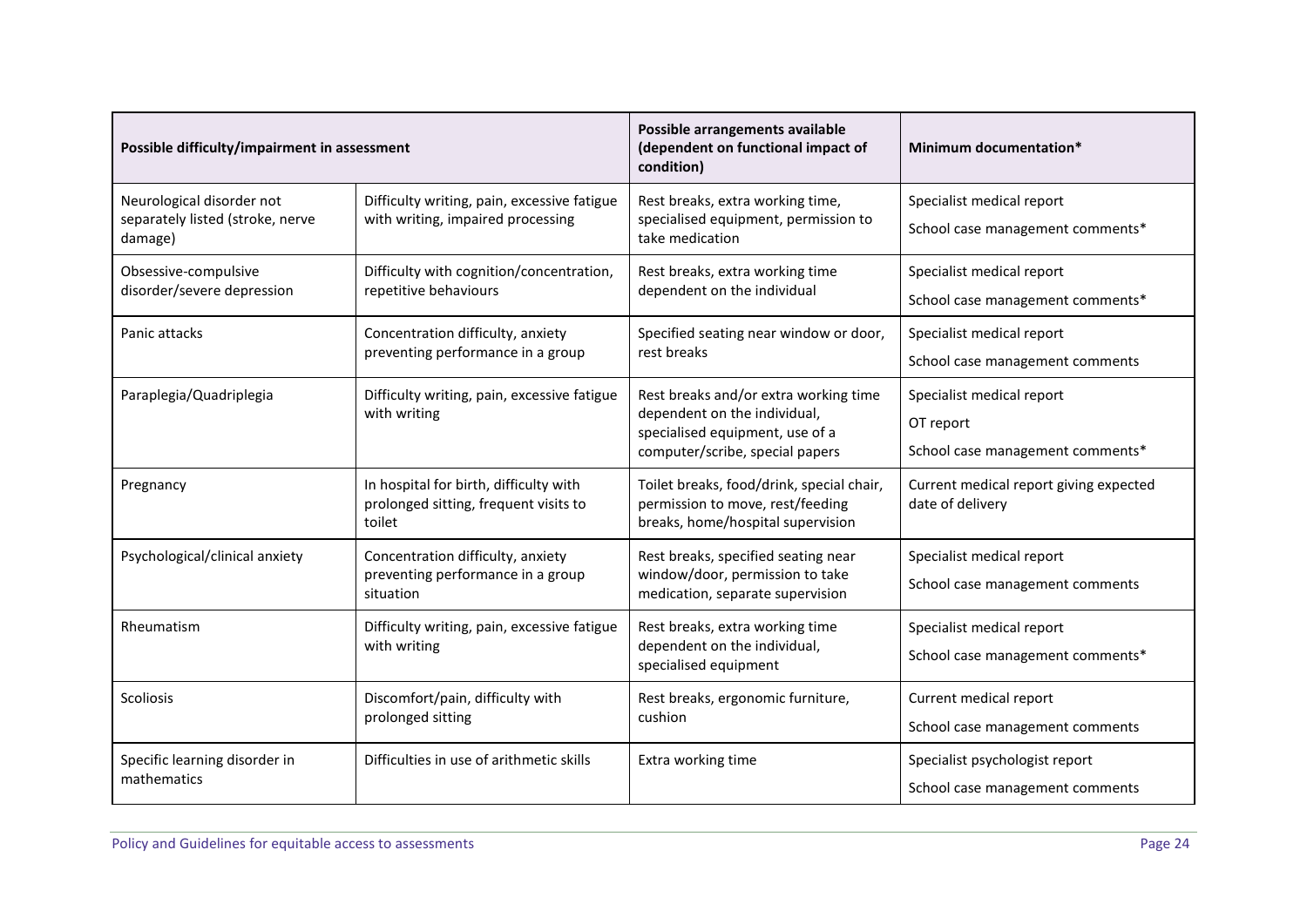| Possible difficulty/impairment in assessment | | Possible arrangements available (dependent on functional impact of condition) | Minimum documentation* |
|---|---|---|---|
| Neurological disorder not separately listed (stroke, nerve damage) | Difficulty writing, pain, excessive fatigue with writing, impaired processing | Rest breaks, extra working time, specialised equipment, permission to take medication | Specialist medical report<br>School case management comments* |
| Obsessive-compulsive disorder/severe depression | Difficulty with cognition/concentration, repetitive behaviours | Rest breaks, extra working time dependent on the individual | Specialist medical report<br>School case management comments* |
| Panic attacks | Concentration difficulty, anxiety preventing performance in a group | Specified seating near window or door, rest breaks | Specialist medical report<br>School case management comments |
| Paraplegia/Quadriplegia | Difficulty writing, pain, excessive fatigue with writing | Rest breaks and/or extra working time dependent on the individual, specialised equipment, use of a computer/scribe, special papers | Specialist medical report<br>OT report<br>School case management comments* |
| Pregnancy | In hospital for birth, difficulty with prolonged sitting, frequent visits to toilet | Toilet breaks, food/drink, special chair, permission to move, rest/feeding breaks, home/hospital supervision | Current medical report giving expected date of delivery |
| Psychological/clinical anxiety | Concentration difficulty, anxiety preventing performance in a group situation | Rest breaks, specified seating near window/door, permission to take medication, separate supervision | Specialist medical report<br>School case management comments |
| Rheumatism | Difficulty writing, pain, excessive fatigue with writing | Rest breaks, extra working time dependent on the individual, specialised equipment | Specialist medical report<br>School case management comments* |
| Scoliosis | Discomfort/pain, difficulty with prolonged sitting | Rest breaks, ergonomic furniture, cushion | Current medical report<br>School case management comments |
| Specific learning disorder in mathematics | Difficulties in use of arithmetic skills | Extra working time | Specialist psychologist report<br>School case management comments |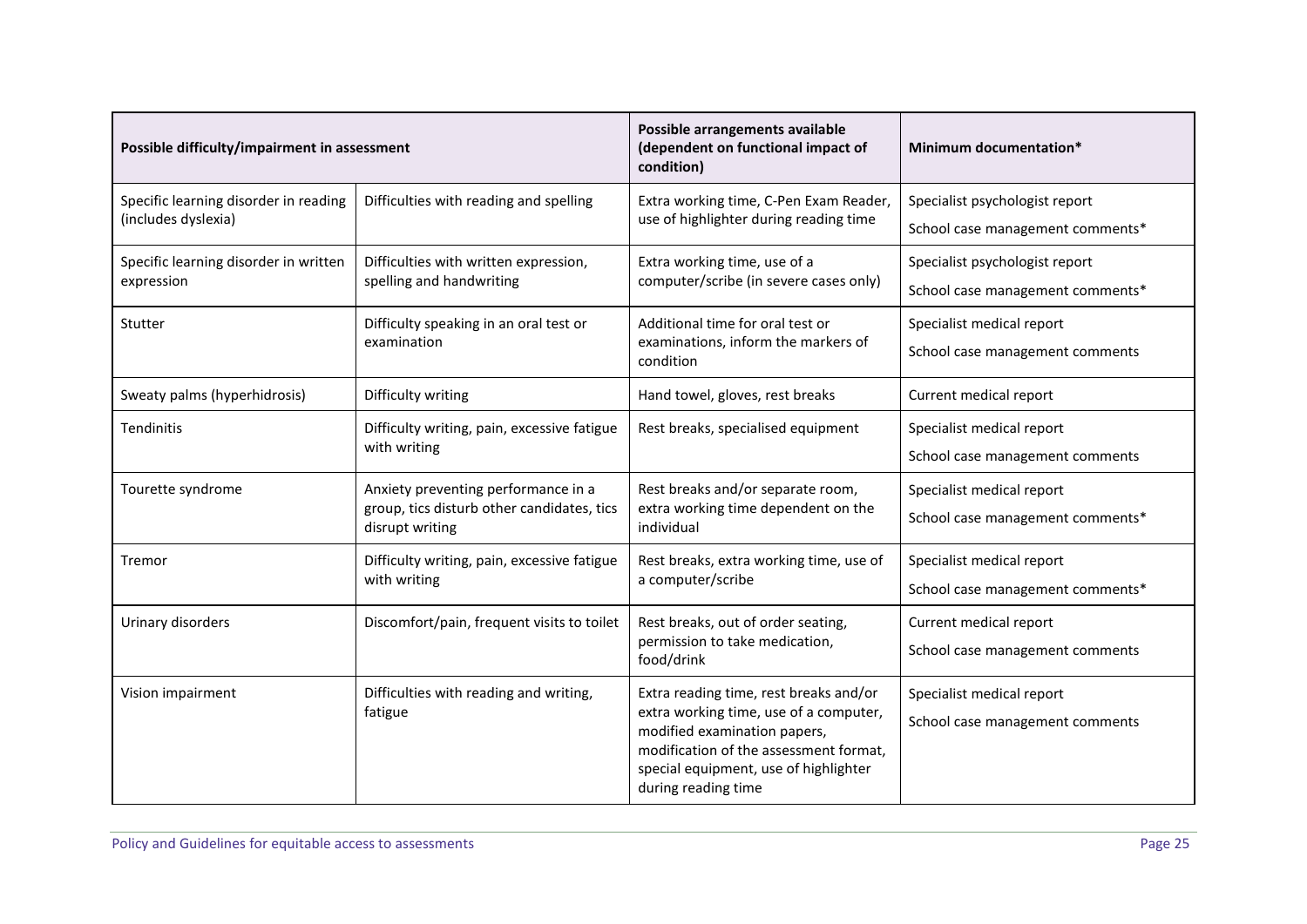| Possible difficulty/impairment in assessment | | Possible arrangements available (dependent on functional impact of condition) | Minimum documentation* |
|---|---|---|---|
| Specific learning disorder in reading (includes dyslexia) | Difficulties with reading and spelling | Extra working time, C-Pen Exam Reader, use of highlighter during reading time | Specialist psychologist report<br>School case management comments* |
| Specific learning disorder in written expression | Difficulties with written expression, spelling and handwriting | Extra working time, use of a computer/scribe (in severe cases only) | Specialist psychologist report<br>School case management comments* |
| Stutter | Difficulty speaking in an oral test or examination | Additional time for oral test or examinations, inform the markers of condition | Specialist medical report<br>School case management comments |
| Sweaty palms (hyperhidrosis) | Difficulty writing | Hand towel, gloves, rest breaks | Current medical report |
| Tendinitis | Difficulty writing, pain, excessive fatigue with writing | Rest breaks, specialised equipment | Specialist medical report<br>School case management comments |
| Tourette syndrome | Anxiety preventing performance in a group, tics disturb other candidates, tics disrupt writing | Rest breaks and/or separate room, extra working time dependent on the individual | Specialist medical report<br>School case management comments* |
| Tremor | Difficulty writing, pain, excessive fatigue with writing | Rest breaks, extra working time, use of a computer/scribe | Specialist medical report<br>School case management comments* |
| Urinary disorders | Discomfort/pain, frequent visits to toilet | Rest breaks, out of order seating, permission to take medication, food/drink | Current medical report<br>School case management comments |
| Vision impairment | Difficulties with reading and writing, fatigue | Extra reading time, rest breaks and/or extra working time, use of a computer, modified examination papers, modification of the assessment format, special equipment, use of highlighter during reading time | Specialist medical report<br>School case management comments |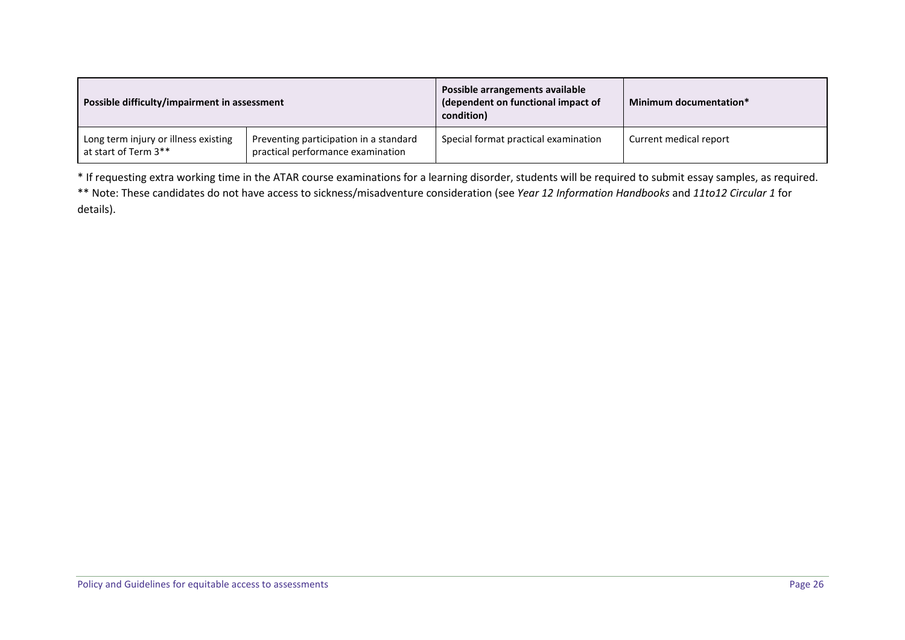| Possible difficulty/impairment in assessment | | Possible arrangements available (dependent on functional impact of condition) | Minimum documentation* |
|---|---|---|---|
| Long term injury or illness existing at start of Term 3** | Preventing participation in a standard practical performance examination | Special format practical examination | Current medical report |

* If requesting extra working time in the ATAR course examinations for a learning disorder, students will be required to submit essay samples, as required.

** Note: These candidates do not have access to sickness/misadventure consideration (see *Year 12 Information Handbooks* and *11to12 Circular 1* for details).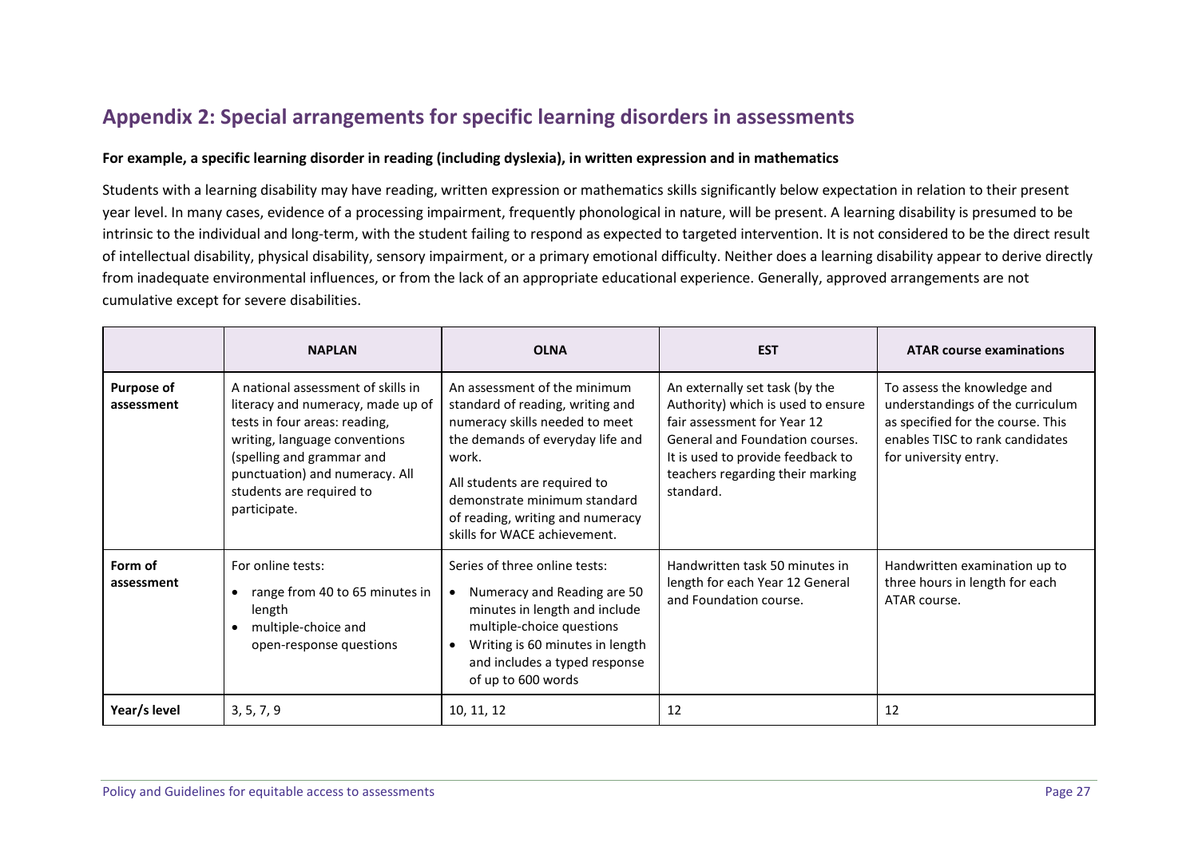## Appendix 2: Special arrangements for specific learning disorders in assessments

**For example, a specific learning disorder in reading (including dyslexia), in written expression and in mathematics**

Students with a learning disability may have reading, written expression or mathematics skills significantly below expectation in relation to their present year level. In many cases, evidence of a processing impairment, frequently phonological in nature, will be present. A learning disability is presumed to be intrinsic to the individual and long-term, with the student failing to respond as expected to targeted intervention. It is not considered to be the direct result of intellectual disability, physical disability, sensory impairment, or a primary emotional difficulty. Neither does a learning disability appear to derive directly from inadequate environmental influences, or from the lack of an appropriate educational experience. Generally, approved arrangements are not cumulative except for severe disabilities.

| | NAPLAN | OLNA | EST | ATAR course examinations |
|---|---|---|---|---|
| **Purpose of assessment** | A national assessment of skills in literacy and numeracy, made up of tests in four areas: reading, writing, language conventions (spelling and grammar and punctuation) and numeracy. All students are required to participate. | An assessment of the minimum standard of reading, writing and numeracy skills needed to meet the demands of everyday life and work.<br>All students are required to demonstrate minimum standard of reading, writing and numeracy skills for WACE achievement. | An externally set task (by the Authority) which is used to ensure fair assessment for Year 12 General and Foundation courses. It is used to provide feedback to teachers regarding their marking standard. | To assess the knowledge and understandings of the curriculum as specified for the course. This enables TISC to rank candidates for university entry. |
| **Form of assessment** | For online tests:<br>• range from 40 to 65 minutes in length<br>• multiple-choice and open-response questions | Series of three online tests:<br>• Numeracy and Reading are 50 minutes in length and include multiple-choice questions<br>• Writing is 60 minutes in length and includes a typed response of up to 600 words | Handwritten task 50 minutes in length for each Year 12 General and Foundation course. | Handwritten examination up to three hours in length for each ATAR course. |
| **Year/s level** | 3, 5, 7, 9 | 10, 11, 12 | 12 | 12 |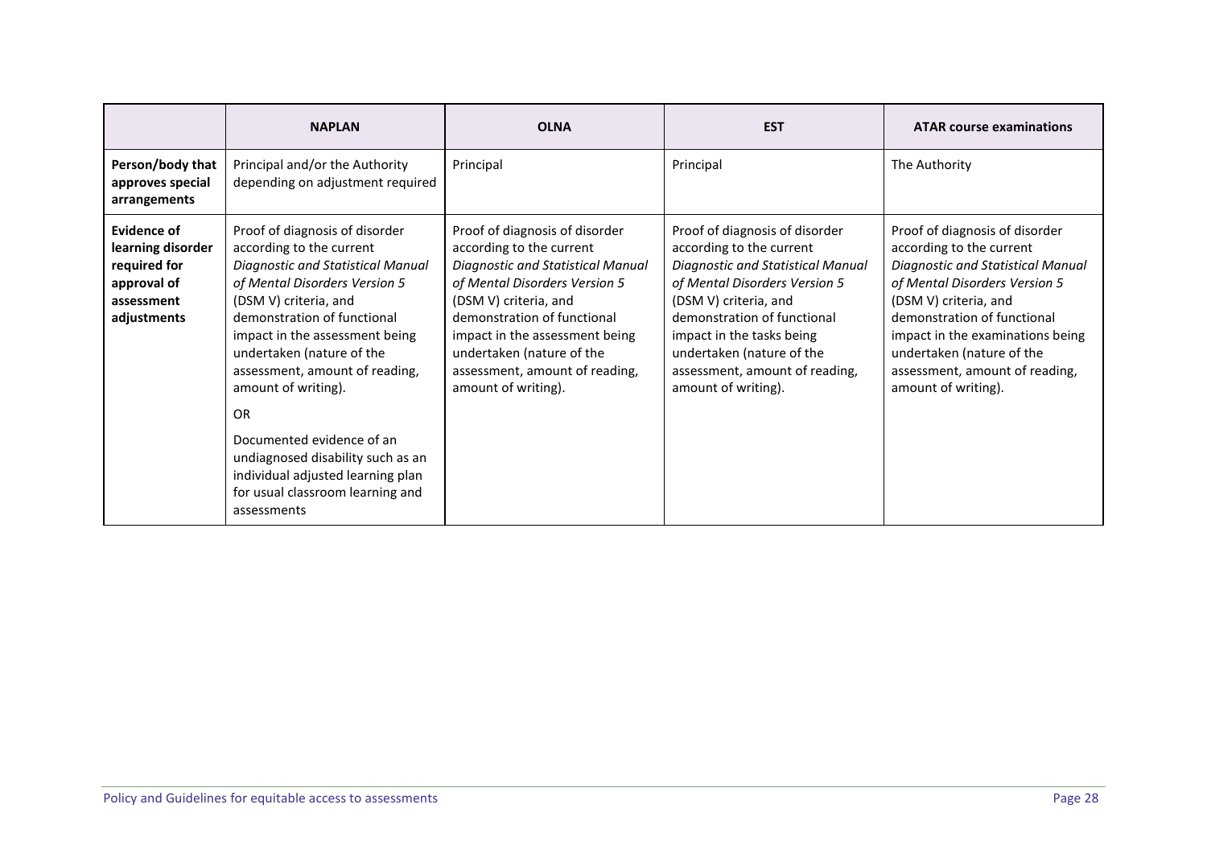| | NAPLAN | OLNA | EST | ATAR course examinations |
|---|---|---|---|---|
| **Person/body that approves special arrangements** | Principal and/or the Authority depending on adjustment required | Principal | Principal | The Authority |
| **Evidence of learning disorder required for approval of assessment adjustments** | Proof of diagnosis of disorder according to the current *Diagnostic and Statistical Manual of Mental Disorders Version 5* (DSM V) criteria, and demonstration of functional impact in the assessment being undertaken (nature of the assessment, amount of reading, amount of writing).<br><br>OR<br><br>Documented evidence of an undiagnosed disability such as an individual adjusted learning plan for usual classroom learning and assessments | Proof of diagnosis of disorder according to the current *Diagnostic and Statistical Manual of Mental Disorders Version 5* (DSM V) criteria, and demonstration of functional impact in the assessment being undertaken (nature of the assessment, amount of reading, amount of writing). | Proof of diagnosis of disorder according to the current *Diagnostic and Statistical Manual of Mental Disorders Version 5* (DSM V) criteria, and demonstration of functional impact in the tasks being undertaken (nature of the assessment, amount of reading, amount of writing). | Proof of diagnosis of disorder according to the current *Diagnostic and Statistical Manual of Mental Disorders Version 5* (DSM V) criteria, and demonstration of functional impact in the examinations being undertaken (nature of the assessment, amount of reading, amount of writing). |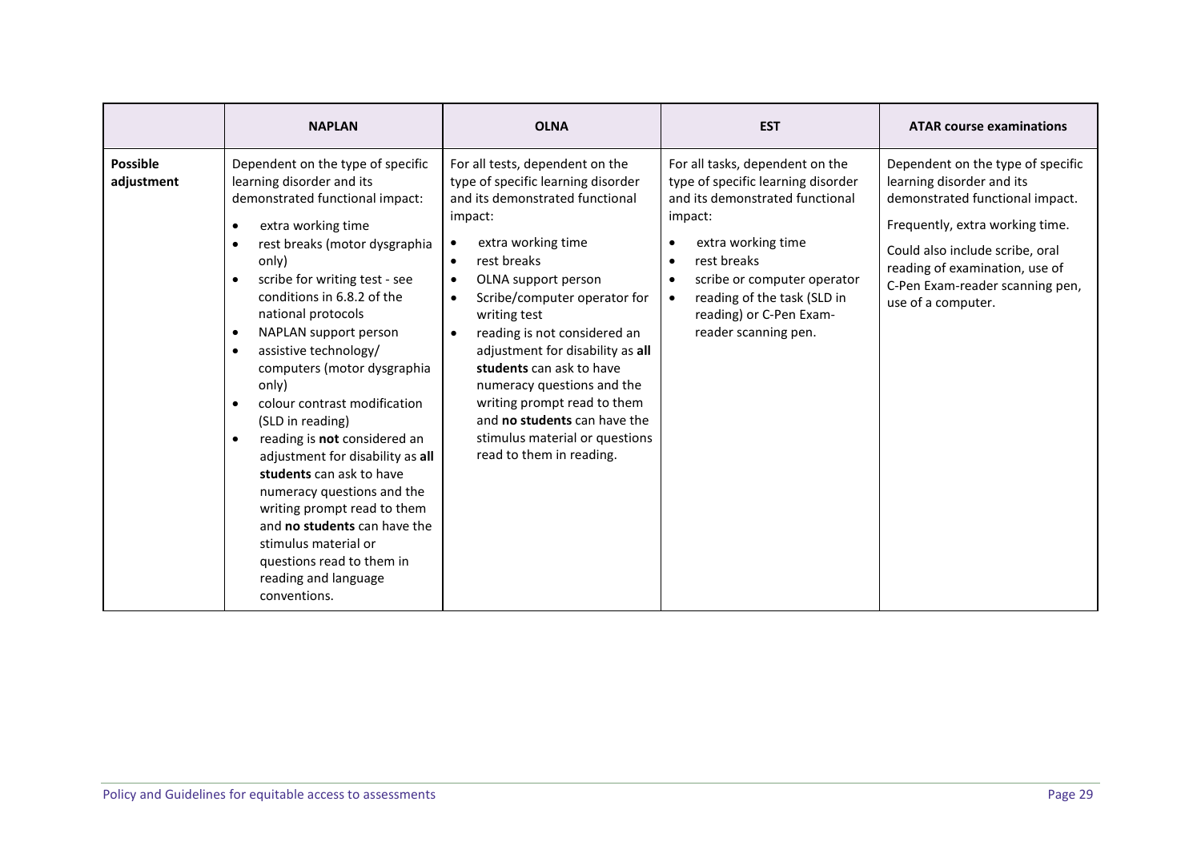| | NAPLAN | OLNA | EST | ATAR course examinations |
|---|---|---|---|---|
| **Possible adjustment** | Dependent on the type of specific learning disorder and its demonstrated functional impact:<br>• extra working time<br>• rest breaks (motor dysgraphia only)<br>• scribe for writing test - see conditions in 6.8.2 of the national protocols<br>• NAPLAN support person<br>• assistive technology/ computers (motor dysgraphia only)<br>• colour contrast modification (SLD in reading)<br>• reading is **not** considered an adjustment for disability as **all students** can ask to have numeracy questions and the writing prompt read to them and **no students** can have the stimulus material or questions read to them in reading and language conventions. | For all tests, dependent on the type of specific learning disorder and its demonstrated functional impact:<br>• extra working time<br>• rest breaks<br>• OLNA support person<br>• Scribe/computer operator for writing test<br>• reading is not considered an adjustment for disability as **all students** can ask to have numeracy questions and the writing prompt read to them and **no students** can have the stimulus material or questions read to them in reading. | For all tasks, dependent on the type of specific learning disorder and its demonstrated functional impact:<br>• extra working time<br>• rest breaks<br>• scribe or computer operator<br>• reading of the task (SLD in reading) or C-Pen Exam-reader scanning pen. | Dependent on the type of specific learning disorder and its demonstrated functional impact.<br><br>Frequently, extra working time.<br><br>Could also include scribe, oral reading of examination, use of C-Pen Exam-reader scanning pen, use of a computer. |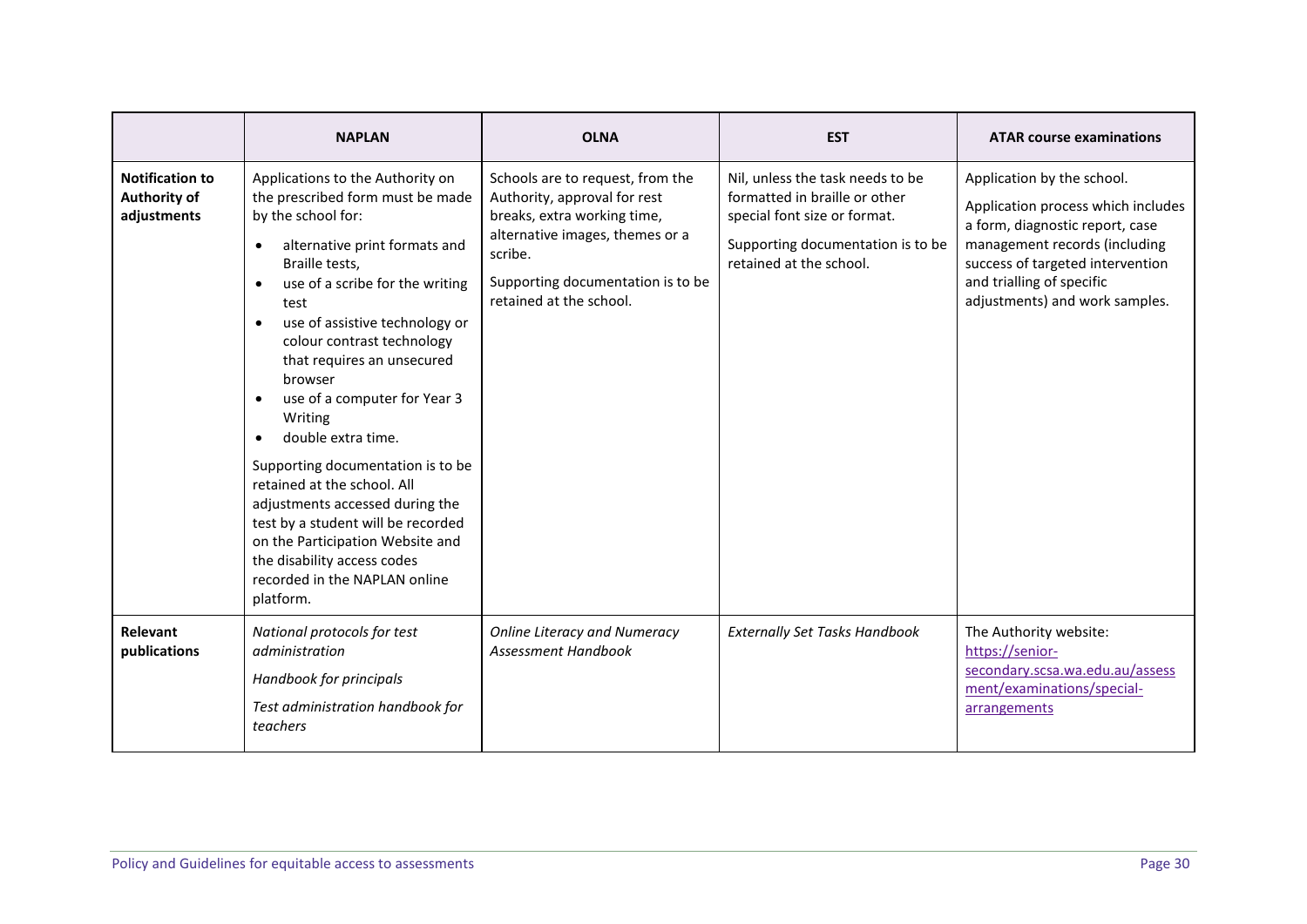| | NAPLAN | OLNA | EST | ATAR course examinations |
|---|---|---|---|---|
| **Notification to Authority of adjustments** | Applications to the Authority on the prescribed form must be made by the school for:<br>• alternative print formats and Braille tests,<br>• use of a scribe for the writing test<br>• use of assistive technology or colour contrast technology that requires an unsecured browser<br>• use of a computer for Year 3 Writing<br>• double extra time.<br><br>Supporting documentation is to be retained at the school. All adjustments accessed during the test by a student will be recorded on the Participation Website and the disability access codes recorded in the NAPLAN online platform. | Schools are to request, from the Authority, approval for rest breaks, extra working time, alternative images, themes or a scribe.<br><br>Supporting documentation is to be retained at the school. | Nil, unless the task needs to be formatted in braille or other special font size or format.<br><br>Supporting documentation is to be retained at the school. | Application by the school.<br><br>Application process which includes a form, diagnostic report, case management records (including success of targeted intervention and trialling of specific adjustments) and work samples. |
| **Relevant publications** | *National protocols for test administration*<br><br>*Handbook for principals*<br><br>*Test administration handbook for teachers* | *Online Literacy and Numeracy Assessment Handbook* | *Externally Set Tasks Handbook* | The Authority website: https://senior-secondary.scsa.wa.edu.au/assessment/examinations/special-arrangements |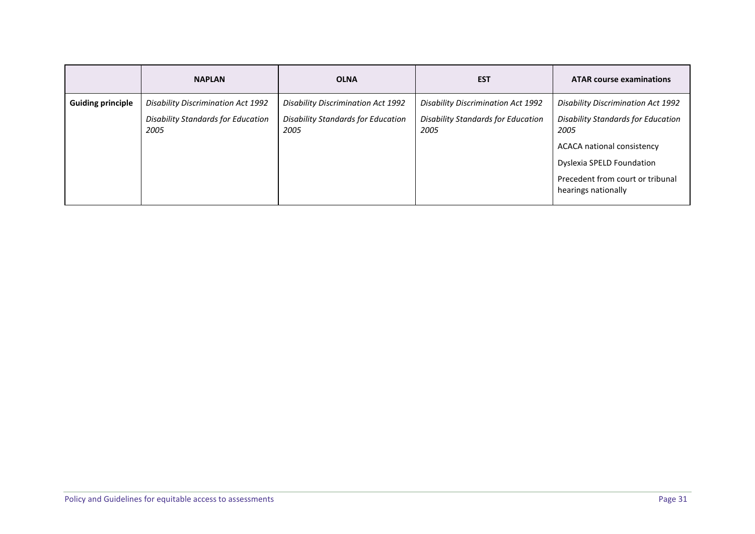| | NAPLAN | OLNA | EST | ATAR course examinations |
|---|---|---|---|---|
| **Guiding principle** | *Disability Discrimination Act 1992*<br><br>*Disability Standards for Education 2005* | *Disability Discrimination Act 1992*<br><br>*Disability Standards for Education 2005* | *Disability Discrimination Act 1992*<br><br>*Disability Standards for Education 2005* | *Disability Discrimination Act 1992*<br><br>*Disability Standards for Education 2005*<br><br>ACACA national consistency<br><br>Dyslexia SPELD Foundation<br><br>Precedent from court or tribunal hearings nationally |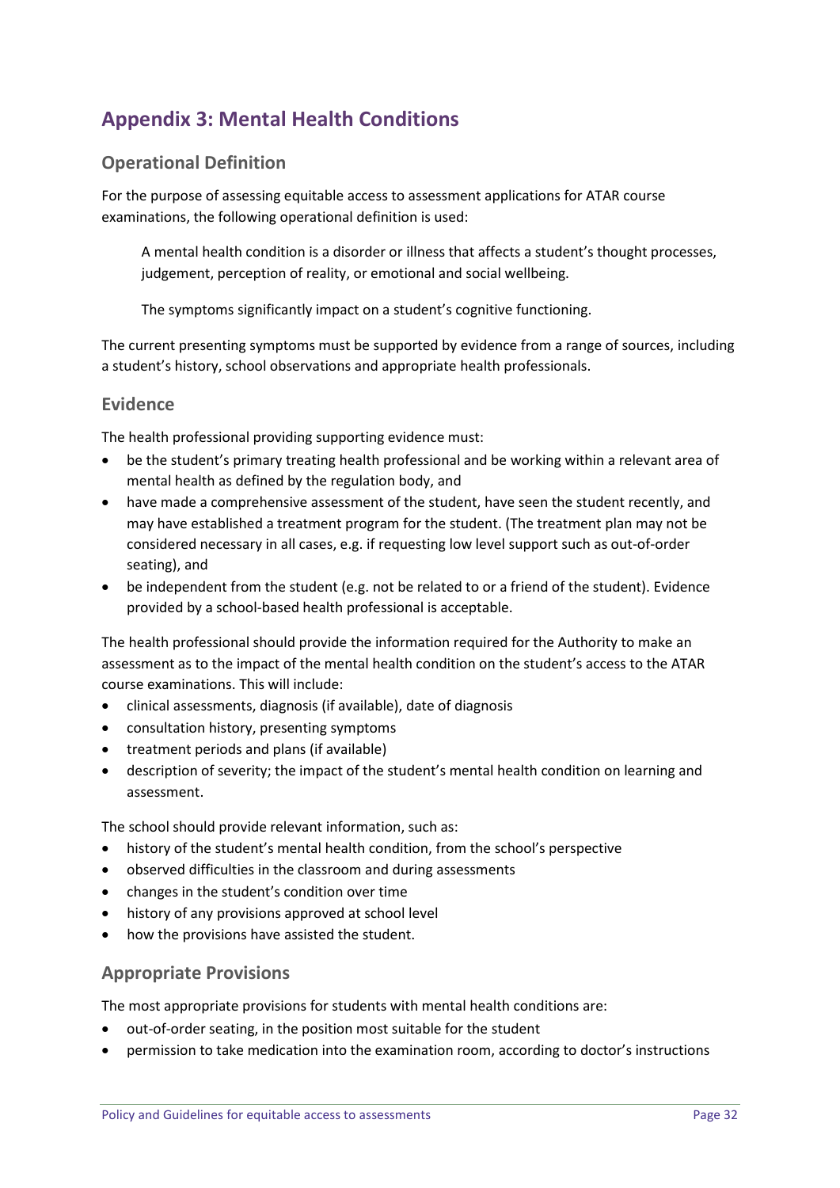# Appendix 3: Mental Health Conditions

## Operational Definition

For the purpose of assessing equitable access to assessment applications for ATAR course examinations, the following operational definition is used:

> A mental health condition is a disorder or illness that affects a student's thought processes, judgement, perception of reality, or emotional and social wellbeing.
>
> The symptoms significantly impact on a student's cognitive functioning.

The current presenting symptoms must be supported by evidence from a range of sources, including a student's history, school observations and appropriate health professionals.

## Evidence

The health professional providing supporting evidence must:

- be the student's primary treating health professional and be working within a relevant area of mental health as defined by the regulation body, and
- have made a comprehensive assessment of the student, have seen the student recently, and may have established a treatment program for the student. (The treatment plan may not be considered necessary in all cases, e.g. if requesting low level support such as out-of-order seating), and
- be independent from the student (e.g. not be related to or a friend of the student). Evidence provided by a school-based health professional is acceptable.

The health professional should provide the information required for the Authority to make an assessment as to the impact of the mental health condition on the student's access to the ATAR course examinations. This will include:

- clinical assessments, diagnosis (if available), date of diagnosis
- consultation history, presenting symptoms
- treatment periods and plans (if available)
- description of severity; the impact of the student's mental health condition on learning and assessment.

The school should provide relevant information, such as:

- history of the student's mental health condition, from the school's perspective
- observed difficulties in the classroom and during assessments
- changes in the student's condition over time
- history of any provisions approved at school level
- how the provisions have assisted the student.

## Appropriate Provisions

The most appropriate provisions for students with mental health conditions are:

- out-of-order seating, in the position most suitable for the student
- permission to take medication into the examination room, according to doctor's instructions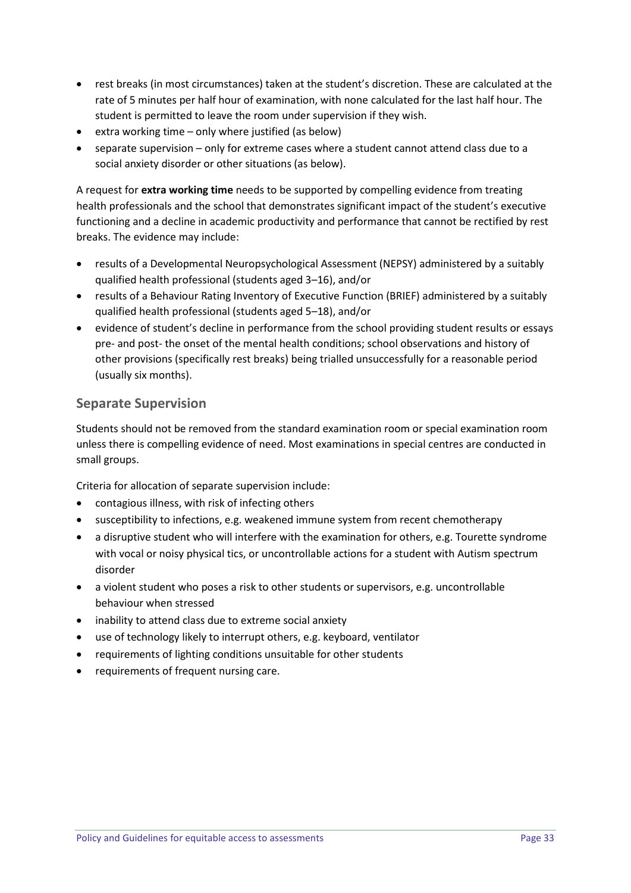- rest breaks (in most circumstances) taken at the student's discretion. These are calculated at the rate of 5 minutes per half hour of examination, with none calculated for the last half hour. The student is permitted to leave the room under supervision if they wish.
- extra working time – only where justified (as below)
- separate supervision – only for extreme cases where a student cannot attend class due to a social anxiety disorder or other situations (as below).

A request for **extra working time** needs to be supported by compelling evidence from treating health professionals and the school that demonstrates significant impact of the student's executive functioning and a decline in academic productivity and performance that cannot be rectified by rest breaks. The evidence may include:

- results of a Developmental Neuropsychological Assessment (NEPSY) administered by a suitably qualified health professional (students aged 3–16), and/or
- results of a Behaviour Rating Inventory of Executive Function (BRIEF) administered by a suitably qualified health professional (students aged 5–18), and/or
- evidence of student's decline in performance from the school providing student results or essays pre- and post- the onset of the mental health conditions; school observations and history of other provisions (specifically rest breaks) being trialled unsuccessfully for a reasonable period (usually six months).

## Separate Supervision

Students should not be removed from the standard examination room or special examination room unless there is compelling evidence of need. Most examinations in special centres are conducted in small groups.

Criteria for allocation of separate supervision include:

- contagious illness, with risk of infecting others
- susceptibility to infections, e.g. weakened immune system from recent chemotherapy
- a disruptive student who will interfere with the examination for others, e.g. Tourette syndrome with vocal or noisy physical tics, or uncontrollable actions for a student with Autism spectrum disorder
- a violent student who poses a risk to other students or supervisors, e.g. uncontrollable behaviour when stressed
- inability to attend class due to extreme social anxiety
- use of technology likely to interrupt others, e.g. keyboard, ventilator
- requirements of lighting conditions unsuitable for other students
- requirements of frequent nursing care.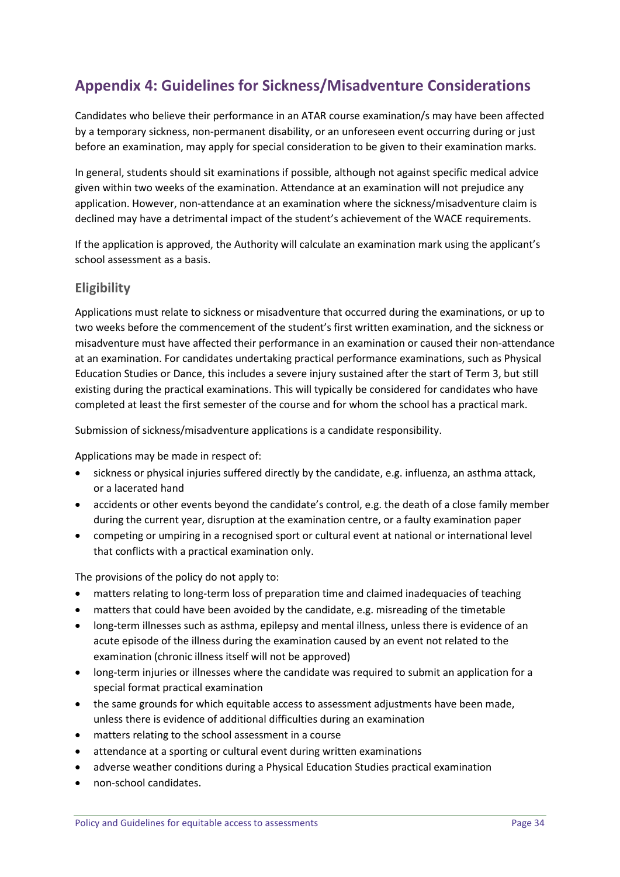## Appendix 4: Guidelines for Sickness/Misadventure Considerations

Candidates who believe their performance in an ATAR course examination/s may have been affected by a temporary sickness, non-permanent disability, or an unforeseen event occurring during or just before an examination, may apply for special consideration to be given to their examination marks.

In general, students should sit examinations if possible, although not against specific medical advice given within two weeks of the examination. Attendance at an examination will not prejudice any application. However, non-attendance at an examination where the sickness/misadventure claim is declined may have a detrimental impact of the student's achievement of the WACE requirements.

If the application is approved, the Authority will calculate an examination mark using the applicant's school assessment as a basis.

### Eligibility

Applications must relate to sickness or misadventure that occurred during the examinations, or up to two weeks before the commencement of the student's first written examination, and the sickness or misadventure must have affected their performance in an examination or caused their non-attendance at an examination. For candidates undertaking practical performance examinations, such as Physical Education Studies or Dance, this includes a severe injury sustained after the start of Term 3, but still existing during the practical examinations. This will typically be considered for candidates who have completed at least the first semester of the course and for whom the school has a practical mark.

Submission of sickness/misadventure applications is a candidate responsibility.

Applications may be made in respect of:

- sickness or physical injuries suffered directly by the candidate, e.g. influenza, an asthma attack, or a lacerated hand
- accidents or other events beyond the candidate's control, e.g. the death of a close family member during the current year, disruption at the examination centre, or a faulty examination paper
- competing or umpiring in a recognised sport or cultural event at national or international level that conflicts with a practical examination only.

The provisions of the policy do not apply to:

- matters relating to long-term loss of preparation time and claimed inadequacies of teaching
- matters that could have been avoided by the candidate, e.g. misreading of the timetable
- long-term illnesses such as asthma, epilepsy and mental illness, unless there is evidence of an acute episode of the illness during the examination caused by an event not related to the examination (chronic illness itself will not be approved)
- long-term injuries or illnesses where the candidate was required to submit an application for a special format practical examination
- the same grounds for which equitable access to assessment adjustments have been made, unless there is evidence of additional difficulties during an examination
- matters relating to the school assessment in a course
- attendance at a sporting or cultural event during written examinations
- adverse weather conditions during a Physical Education Studies practical examination
- non-school candidates.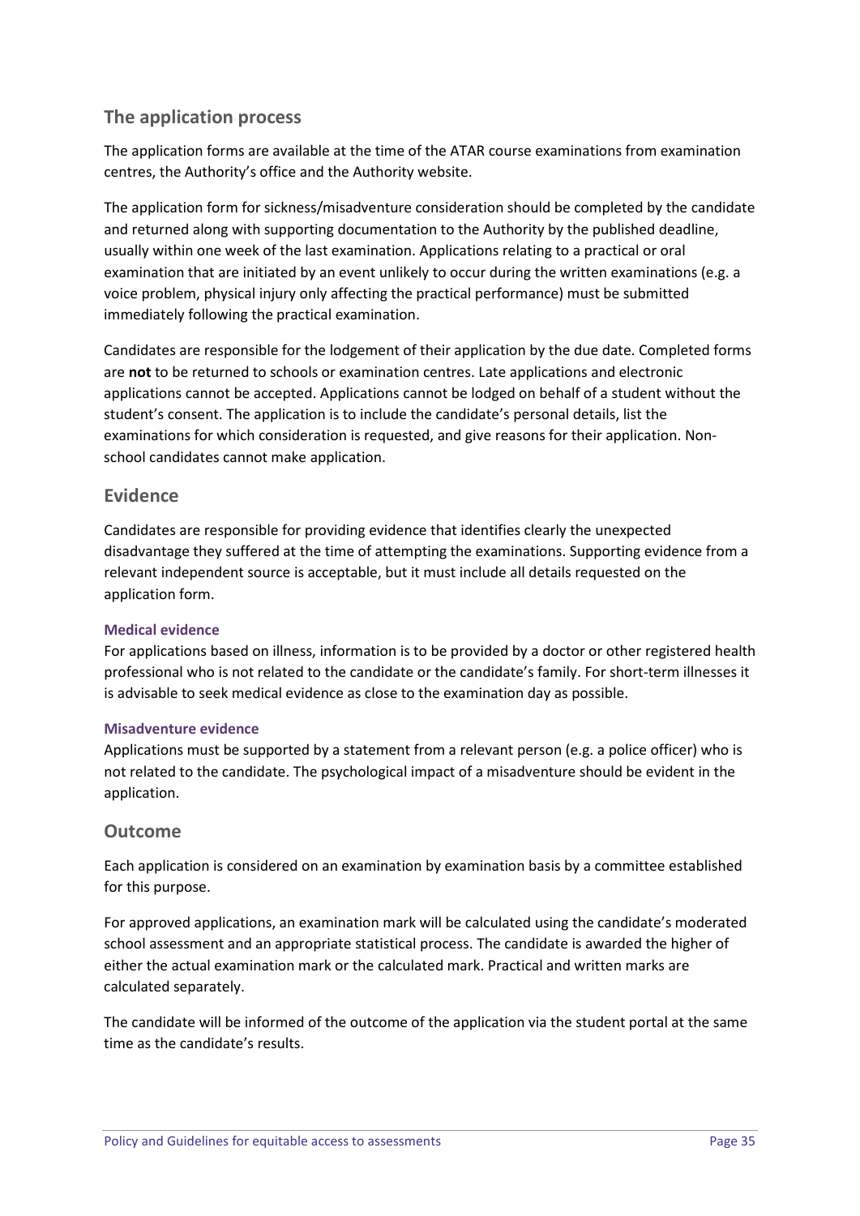## The application process

The application forms are available at the time of the ATAR course examinations from examination centres, the Authority's office and the Authority website.

The application form for sickness/misadventure consideration should be completed by the candidate and returned along with supporting documentation to the Authority by the published deadline, usually within one week of the last examination. Applications relating to a practical or oral examination that are initiated by an event unlikely to occur during the written examinations (e.g. a voice problem, physical injury only affecting the practical performance) must be submitted immediately following the practical examination.

Candidates are responsible for the lodgement of their application by the due date. Completed forms are **not** to be returned to schools or examination centres. Late applications and electronic applications cannot be accepted. Applications cannot be lodged on behalf of a student without the student's consent. The application is to include the candidate's personal details, list the examinations for which consideration is requested, and give reasons for their application. Non-school candidates cannot make application.

## Evidence

Candidates are responsible for providing evidence that identifies clearly the unexpected disadvantage they suffered at the time of attempting the examinations. Supporting evidence from a relevant independent source is acceptable, but it must include all details requested on the application form.

### Medical evidence

For applications based on illness, information is to be provided by a doctor or other registered health professional who is not related to the candidate or the candidate's family. For short-term illnesses it is advisable to seek medical evidence as close to the examination day as possible.

### Misadventure evidence

Applications must be supported by a statement from a relevant person (e.g. a police officer) who is not related to the candidate. The psychological impact of a misadventure should be evident in the application.

## Outcome

Each application is considered on an examination by examination basis by a committee established for this purpose.

For approved applications, an examination mark will be calculated using the candidate's moderated school assessment and an appropriate statistical process. The candidate is awarded the higher of either the actual examination mark or the calculated mark. Practical and written marks are calculated separately.

The candidate will be informed of the outcome of the application via the student portal at the same time as the candidate's results.